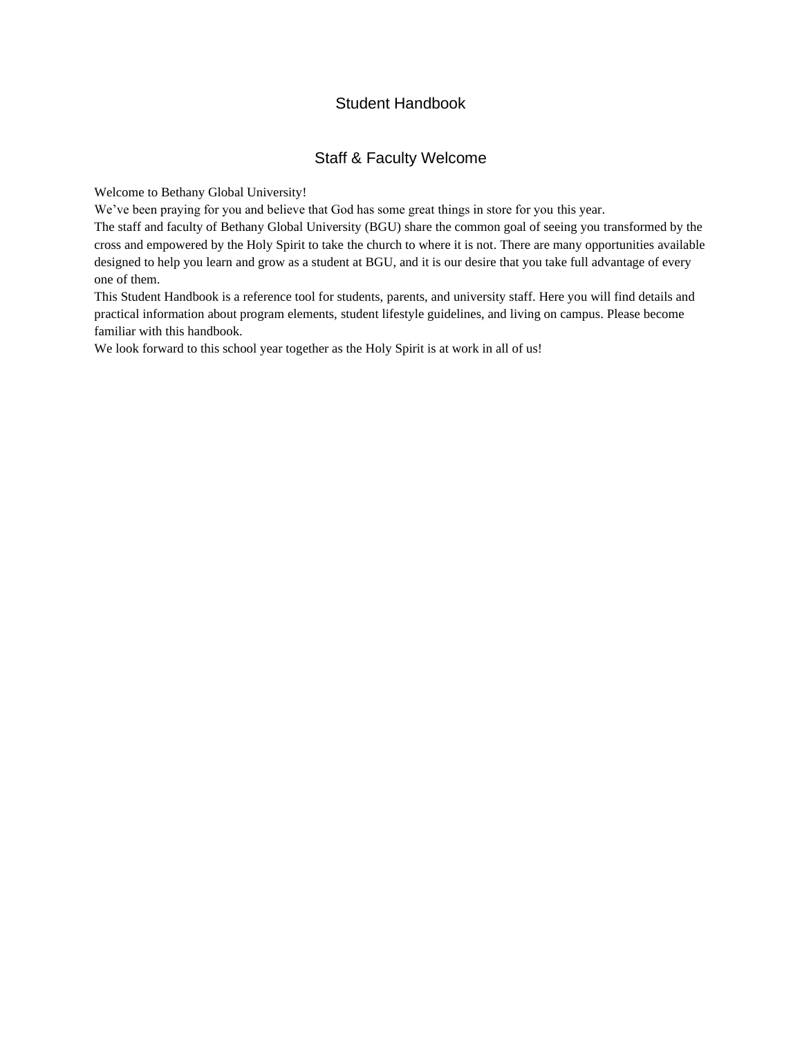# Student Handbook

## Staff & Faculty Welcome

Welcome to Bethany Global University!

We’ve been praying for you and believe that God has some great things in store for you this year.

The staff and faculty of Bethany Global University (BGU) share the common goal of seeing you transformed by the cross and empowered by the Holy Spirit to take the church to where it is not. There are many opportunities available designed to help you learn and grow as a student at BGU, and it is our desire that you take full advantage of every one of them.

This Student Handbook is a reference tool for students, parents, and university staff. Here you will find details and practical information about program elements, student lifestyle guidelines, and living on campus. Please become familiar with this handbook.

We look forward to this school year together as the Holy Spirit is at work in all of us!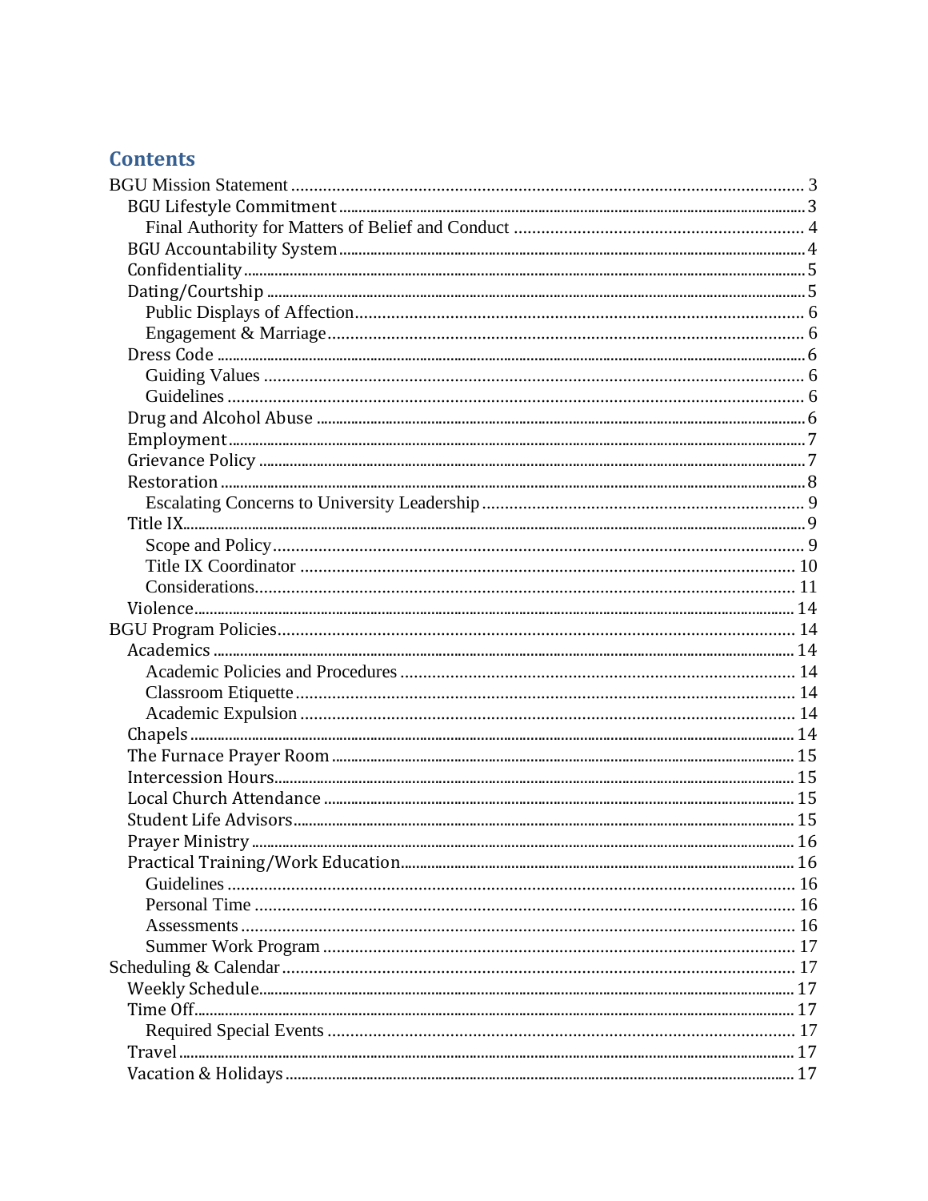# Contents

- BGU Mission Statement ... 3
  - BGU Lifestyle Commitment ... 3
    - Final Authority for Matters of Belief and Conduct ... 4
  - BGU Accountability System ... 4
  - Confidentiality ... 5
  - Dating/Courtship ... 5
    - Public Displays of Affection ... 6
    - Engagement & Marriage ... 6
  - Dress Code ... 6
    - Guiding Values ... 6
    - Guidelines ... 6
  - Drug and Alcohol Abuse ... 6
  - Employment ... 7
  - Grievance Policy ... 7
  - Restoration ... 8
    - Escalating Concerns to University Leadership ... 9
  - Title IX ... 9
    - Scope and Policy ... 9
    - Title IX Coordinator ... 10
    - Considerations ... 11
  - Violence ... 14
- BGU Program Policies ... 14
  - Academics ... 14
    - Academic Policies and Procedures ... 14
    - Classroom Etiquette ... 14
    - Academic Expulsion ... 14
  - Chapels ... 14
  - The Furnace Prayer Room ... 15
  - Intercession Hours ... 15
  - Local Church Attendance ... 15
  - Student Life Advisors ... 15
  - Prayer Ministry ... 16
  - Practical Training/Work Education ... 16
    - Guidelines ... 16
    - Personal Time ... 16
    - Assessments ... 16
    - Summer Work Program ... 17
- Scheduling & Calendar ... 17
  - Weekly Schedule ... 17
  - Time Off ... 17
    - Required Special Events ... 17
  - Travel ... 17
  - Vacation & Holidays ... 17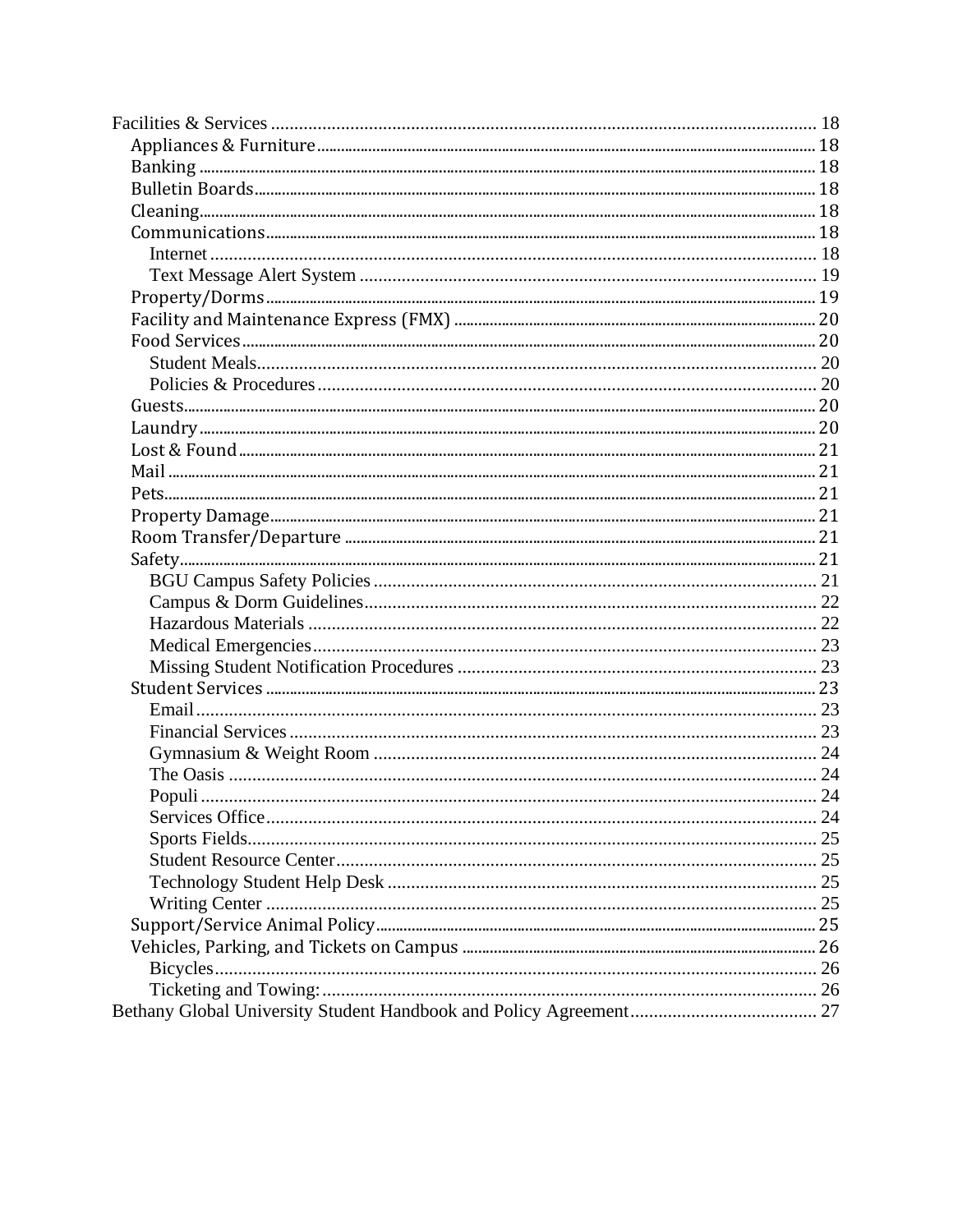- Facilities & Services .... 18
  - Appliances & Furniture .... 18
  - Banking .... 18
  - Bulletin Boards .... 18
  - Cleaning .... 18
  - Communications .... 18
    - Internet .... 18
    - Text Message Alert System .... 19
  - Property/Dorms .... 19
  - Facility and Maintenance Express (FMX) .... 20
  - Food Services .... 20
    - Student Meals .... 20
    - Policies & Procedures .... 20
  - Guests .... 20
  - Laundry .... 20
  - Lost & Found .... 21
  - Mail .... 21
  - Pets .... 21
  - Property Damage .... 21
  - Room Transfer/Departure .... 21
  - Safety .... 21
    - BGU Campus Safety Policies .... 21
    - Campus & Dorm Guidelines .... 22
    - Hazardous Materials .... 22
    - Medical Emergencies .... 23
    - Missing Student Notification Procedures .... 23
  - Student Services .... 23
    - Email .... 23
    - Financial Services .... 23
    - Gymnasium & Weight Room .... 24
    - The Oasis .... 24
    - Populi .... 24
    - Services Office .... 24
    - Sports Fields .... 25
    - Student Resource Center .... 25
    - Technology Student Help Desk .... 25
    - Writing Center .... 25
  - Support/Service Animal Policy .... 25
  - Vehicles, Parking, and Tickets on Campus .... 26
    - Bicycles .... 26
    - Ticketing and Towing: .... 26
- Bethany Global University Student Handbook and Policy Agreement .... 27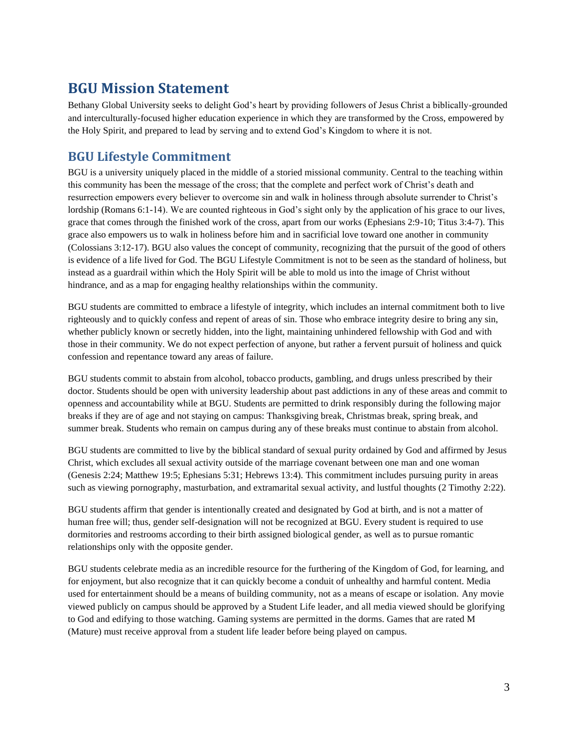## BGU Mission Statement

Bethany Global University seeks to delight God's heart by providing followers of Jesus Christ a biblically-grounded and interculturally-focused higher education experience in which they are transformed by the Cross, empowered by the Holy Spirit, and prepared to lead by serving and to extend God's Kingdom to where it is not.

## BGU Lifestyle Commitment

BGU is a university uniquely placed in the middle of a storied missional community. Central to the teaching within this community has been the message of the cross; that the complete and perfect work of Christ's death and resurrection empowers every believer to overcome sin and walk in holiness through absolute surrender to Christ's lordship (Romans 6:1-14). We are counted righteous in God's sight only by the application of his grace to our lives, grace that comes through the finished work of the cross, apart from our works (Ephesians 2:9-10; Titus 3:4-7). This grace also empowers us to walk in holiness before him and in sacrificial love toward one another in community (Colossians 3:12-17). BGU also values the concept of community, recognizing that the pursuit of the good of others is evidence of a life lived for God. The BGU Lifestyle Commitment is not to be seen as the standard of holiness, but instead as a guardrail within which the Holy Spirit will be able to mold us into the image of Christ without hindrance, and as a map for engaging healthy relationships within the community.

BGU students are committed to embrace a lifestyle of integrity, which includes an internal commitment both to live righteously and to quickly confess and repent of areas of sin. Those who embrace integrity desire to bring any sin, whether publicly known or secretly hidden, into the light, maintaining unhindered fellowship with God and with those in their community. We do not expect perfection of anyone, but rather a fervent pursuit of holiness and quick confession and repentance toward any areas of failure.

BGU students commit to abstain from alcohol, tobacco products, gambling, and drugs unless prescribed by their doctor. Students should be open with university leadership about past addictions in any of these areas and commit to openness and accountability while at BGU. Students are permitted to drink responsibly during the following major breaks if they are of age and not staying on campus: Thanksgiving break, Christmas break, spring break, and summer break. Students who remain on campus during any of these breaks must continue to abstain from alcohol.

BGU students are committed to live by the biblical standard of sexual purity ordained by God and affirmed by Jesus Christ, which excludes all sexual activity outside of the marriage covenant between one man and one woman (Genesis 2:24; Matthew 19:5; Ephesians 5:31; Hebrews 13:4). This commitment includes pursuing purity in areas such as viewing pornography, masturbation, and extramarital sexual activity, and lustful thoughts (2 Timothy 2:22).

BGU students affirm that gender is intentionally created and designated by God at birth, and is not a matter of human free will; thus, gender self-designation will not be recognized at BGU. Every student is required to use dormitories and restrooms according to their birth assigned biological gender, as well as to pursue romantic relationships only with the opposite gender.

BGU students celebrate media as an incredible resource for the furthering of the Kingdom of God, for learning, and for enjoyment, but also recognize that it can quickly become a conduit of unhealthy and harmful content. Media used for entertainment should be a means of building community, not as a means of escape or isolation. Any movie viewed publicly on campus should be approved by a Student Life leader, and all media viewed should be glorifying to God and edifying to those watching. Gaming systems are permitted in the dorms. Games that are rated M (Mature) must receive approval from a student life leader before being played on campus.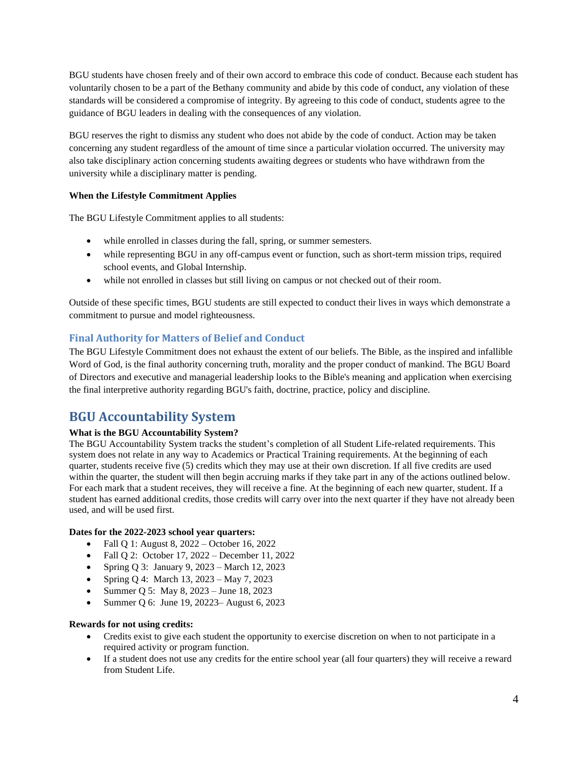BGU students have chosen freely and of their own accord to embrace this code of conduct. Because each student has voluntarily chosen to be a part of the Bethany community and abide by this code of conduct, any violation of these standards will be considered a compromise of integrity. By agreeing to this code of conduct, students agree to the guidance of BGU leaders in dealing with the consequences of any violation.

BGU reserves the right to dismiss any student who does not abide by the code of conduct. Action may be taken concerning any student regardless of the amount of time since a particular violation occurred. The university may also take disciplinary action concerning students awaiting degrees or students who have withdrawn from the university while a disciplinary matter is pending.

**When the Lifestyle Commitment Applies**

The BGU Lifestyle Commitment applies to all students:

- while enrolled in classes during the fall, spring, or summer semesters.
- while representing BGU in any off-campus event or function, such as short-term mission trips, required school events, and Global Internship.
- while not enrolled in classes but still living on campus or not checked out of their room.

Outside of these specific times, BGU students are still expected to conduct their lives in ways which demonstrate a commitment to pursue and model righteousness.

### Final Authority for Matters of Belief and Conduct

The BGU Lifestyle Commitment does not exhaust the extent of our beliefs. The Bible, as the inspired and infallible Word of God, is the final authority concerning truth, morality and the proper conduct of mankind. The BGU Board of Directors and executive and managerial leadership looks to the Bible's meaning and application when exercising the final interpretive authority regarding BGU's faith, doctrine, practice, policy and discipline.

## BGU Accountability System

**What is the BGU Accountability System?**

The BGU Accountability System tracks the student's completion of all Student Life-related requirements. This system does not relate in any way to Academics or Practical Training requirements. At the beginning of each quarter, students receive five (5) credits which they may use at their own discretion. If all five credits are used within the quarter, the student will then begin accruing marks if they take part in any of the actions outlined below. For each mark that a student receives, they will receive a fine. At the beginning of each new quarter, student. If a student has earned additional credits, those credits will carry over into the next quarter if they have not already been used, and will be used first.

**Dates for the 2022-2023 school year quarters:**

- Fall Q 1: August 8, 2022 – October 16, 2022
- Fall Q 2: October 17, 2022 – December 11, 2022
- Spring Q 3: January 9, 2023 – March 12, 2023
- Spring Q 4: March 13, 2023 – May 7, 2023
- Summer Q 5: May 8, 2023 – June 18, 2023
- Summer Q 6: June 19, 20223– August 6, 2023

**Rewards for not using credits:**

- Credits exist to give each student the opportunity to exercise discretion on when to not participate in a required activity or program function.
- If a student does not use any credits for the entire school year (all four quarters) they will receive a reward from Student Life.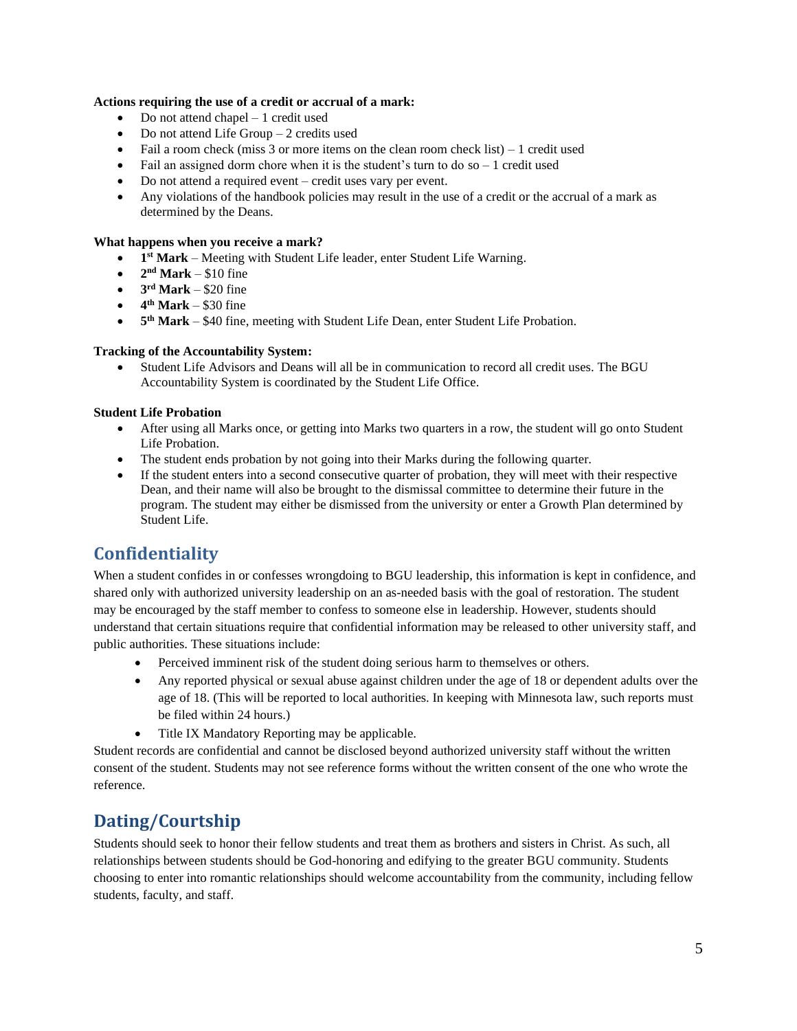**Actions requiring the use of a credit or accrual of a mark:**

- Do not attend chapel – 1 credit used
- Do not attend Life Group – 2 credits used
- Fail a room check (miss 3 or more items on the clean room check list) – 1 credit used
- Fail an assigned dorm chore when it is the student's turn to do so – 1 credit used
- Do not attend a required event – credit uses vary per event.
- Any violations of the handbook policies may result in the use of a credit or the accrual of a mark as determined by the Deans.

**What happens when you receive a mark?**

- **1st Mark** – Meeting with Student Life leader, enter Student Life Warning.
- **2nd Mark** – $10 fine
- **3rd Mark** – $20 fine
- **4th Mark** – $30 fine
- **5th Mark** – $40 fine, meeting with Student Life Dean, enter Student Life Probation.

**Tracking of the Accountability System:**

- Student Life Advisors and Deans will all be in communication to record all credit uses. The BGU Accountability System is coordinated by the Student Life Office.

**Student Life Probation**

- After using all Marks once, or getting into Marks two quarters in a row, the student will go onto Student Life Probation.
- The student ends probation by not going into their Marks during the following quarter.
- If the student enters into a second consecutive quarter of probation, they will meet with their respective Dean, and their name will also be brought to the dismissal committee to determine their future in the program. The student may either be dismissed from the university or enter a Growth Plan determined by Student Life.

## Confidentiality

When a student confides in or confesses wrongdoing to BGU leadership, this information is kept in confidence, and shared only with authorized university leadership on an as-needed basis with the goal of restoration. The student may be encouraged by the staff member to confess to someone else in leadership. However, students should understand that certain situations require that confidential information may be released to other university staff, and public authorities. These situations include:

- Perceived imminent risk of the student doing serious harm to themselves or others.
- Any reported physical or sexual abuse against children under the age of 18 or dependent adults over the age of 18. (This will be reported to local authorities. In keeping with Minnesota law, such reports must be filed within 24 hours.)
- Title IX Mandatory Reporting may be applicable.

Student records are confidential and cannot be disclosed beyond authorized university staff without the written consent of the student. Students may not see reference forms without the written consent of the one who wrote the reference.

## Dating/Courtship

Students should seek to honor their fellow students and treat them as brothers and sisters in Christ. As such, all relationships between students should be God-honoring and edifying to the greater BGU community. Students choosing to enter into romantic relationships should welcome accountability from the community, including fellow students, faculty, and staff.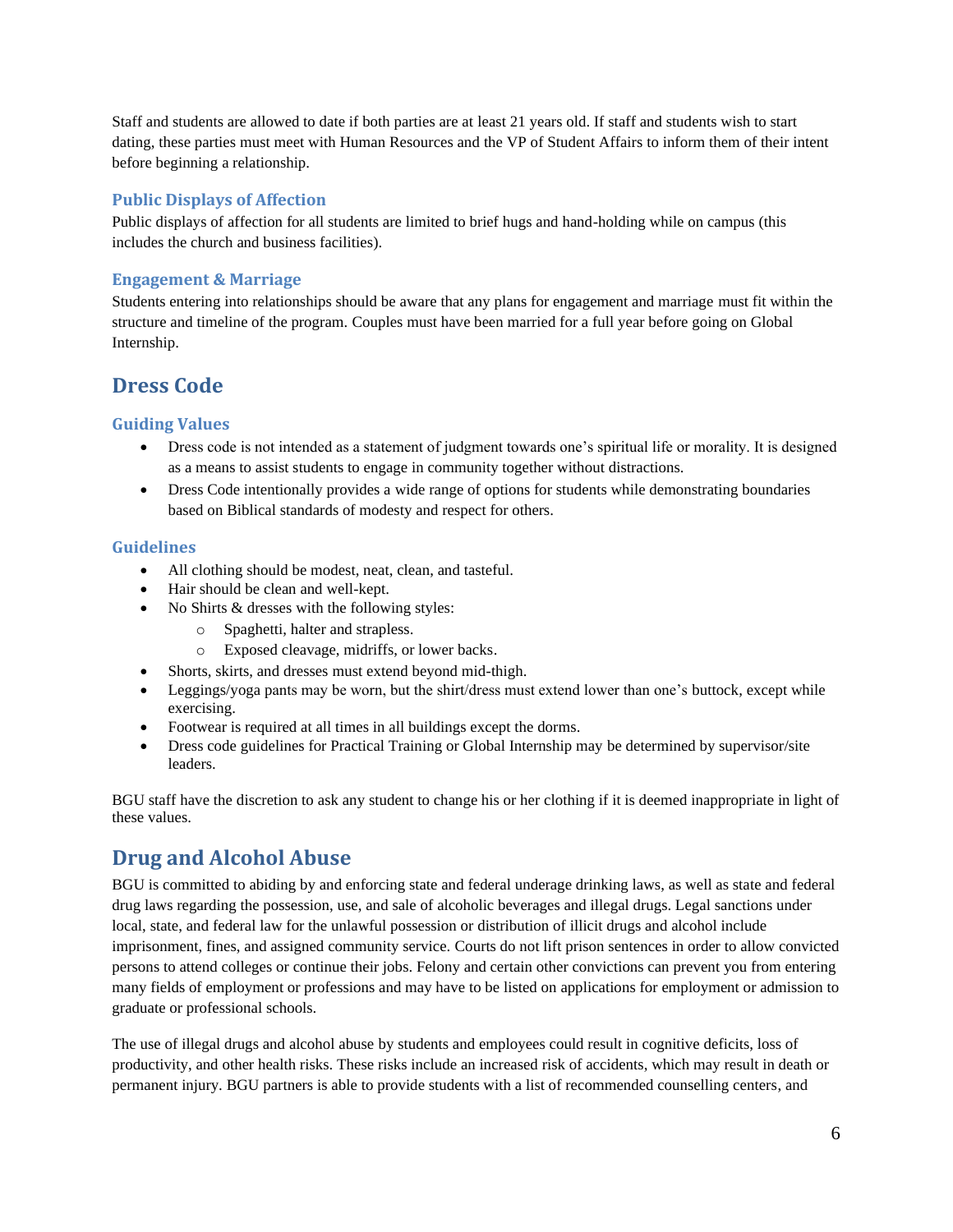Staff and students are allowed to date if both parties are at least 21 years old. If staff and students wish to start dating, these parties must meet with Human Resources and the VP of Student Affairs to inform them of their intent before beginning a relationship.

### Public Displays of Affection

Public displays of affection for all students are limited to brief hugs and hand-holding while on campus (this includes the church and business facilities).

### Engagement & Marriage

Students entering into relationships should be aware that any plans for engagement and marriage must fit within the structure and timeline of the program. Couples must have been married for a full year before going on Global Internship.

## Dress Code

### Guiding Values

- Dress code is not intended as a statement of judgment towards one's spiritual life or morality. It is designed as a means to assist students to engage in community together without distractions.
- Dress Code intentionally provides a wide range of options for students while demonstrating boundaries based on Biblical standards of modesty and respect for others.

### Guidelines

- All clothing should be modest, neat, clean, and tasteful.
- Hair should be clean and well-kept.
- No Shirts & dresses with the following styles:
    - Spaghetti, halter and strapless.
    - Exposed cleavage, midriffs, or lower backs.
- Shorts, skirts, and dresses must extend beyond mid-thigh.
- Leggings/yoga pants may be worn, but the shirt/dress must extend lower than one's buttock, except while exercising.
- Footwear is required at all times in all buildings except the dorms.
- Dress code guidelines for Practical Training or Global Internship may be determined by supervisor/site leaders.

BGU staff have the discretion to ask any student to change his or her clothing if it is deemed inappropriate in light of these values.

## Drug and Alcohol Abuse

BGU is committed to abiding by and enforcing state and federal underage drinking laws, as well as state and federal drug laws regarding the possession, use, and sale of alcoholic beverages and illegal drugs. Legal sanctions under local, state, and federal law for the unlawful possession or distribution of illicit drugs and alcohol include imprisonment, fines, and assigned community service. Courts do not lift prison sentences in order to allow convicted persons to attend colleges or continue their jobs. Felony and certain other convictions can prevent you from entering many fields of employment or professions and may have to be listed on applications for employment or admission to graduate or professional schools.

The use of illegal drugs and alcohol abuse by students and employees could result in cognitive deficits, loss of productivity, and other health risks. These risks include an increased risk of accidents, which may result in death or permanent injury. BGU partners is able to provide students with a list of recommended counselling centers, and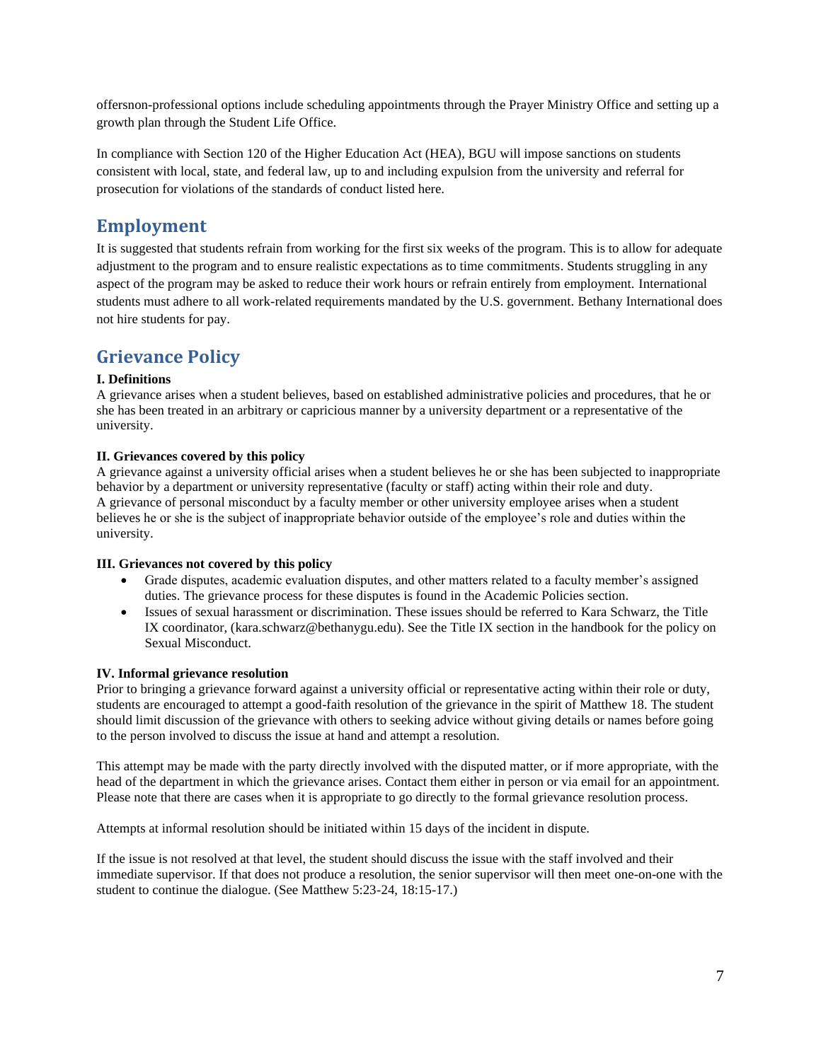offersnon-professional options include scheduling appointments through the Prayer Ministry Office and setting up a growth plan through the Student Life Office.

In compliance with Section 120 of the Higher Education Act (HEA), BGU will impose sanctions on students consistent with local, state, and federal law, up to and including expulsion from the university and referral for prosecution for violations of the standards of conduct listed here.

## Employment

It is suggested that students refrain from working for the first six weeks of the program. This is to allow for adequate adjustment to the program and to ensure realistic expectations as to time commitments. Students struggling in any aspect of the program may be asked to reduce their work hours or refrain entirely from employment. International students must adhere to all work-related requirements mandated by the U.S. government. Bethany International does not hire students for pay.

## Grievance Policy

**I. Definitions**

A grievance arises when a student believes, based on established administrative policies and procedures, that he or she has been treated in an arbitrary or capricious manner by a university department or a representative of the university.

**II. Grievances covered by this policy**

A grievance against a university official arises when a student believes he or she has been subjected to inappropriate behavior by a department or university representative (faculty or staff) acting within their role and duty.
A grievance of personal misconduct by a faculty member or other university employee arises when a student believes he or she is the subject of inappropriate behavior outside of the employee's role and duties within the university.

**III. Grievances not covered by this policy**

- Grade disputes, academic evaluation disputes, and other matters related to a faculty member's assigned duties. The grievance process for these disputes is found in the Academic Policies section.
- Issues of sexual harassment or discrimination. These issues should be referred to Kara Schwarz, the Title IX coordinator, (kara.schwarz@bethanygu.edu). See the Title IX section in the handbook for the policy on Sexual Misconduct.

**IV. Informal grievance resolution**

Prior to bringing a grievance forward against a university official or representative acting within their role or duty, students are encouraged to attempt a good-faith resolution of the grievance in the spirit of Matthew 18. The student should limit discussion of the grievance with others to seeking advice without giving details or names before going to the person involved to discuss the issue at hand and attempt a resolution.

This attempt may be made with the party directly involved with the disputed matter, or if more appropriate, with the head of the department in which the grievance arises. Contact them either in person or via email for an appointment. Please note that there are cases when it is appropriate to go directly to the formal grievance resolution process.

Attempts at informal resolution should be initiated within 15 days of the incident in dispute.

If the issue is not resolved at that level, the student should discuss the issue with the staff involved and their immediate supervisor. If that does not produce a resolution, the senior supervisor will then meet one-on-one with the student to continue the dialogue. (See Matthew 5:23-24, 18:15-17.)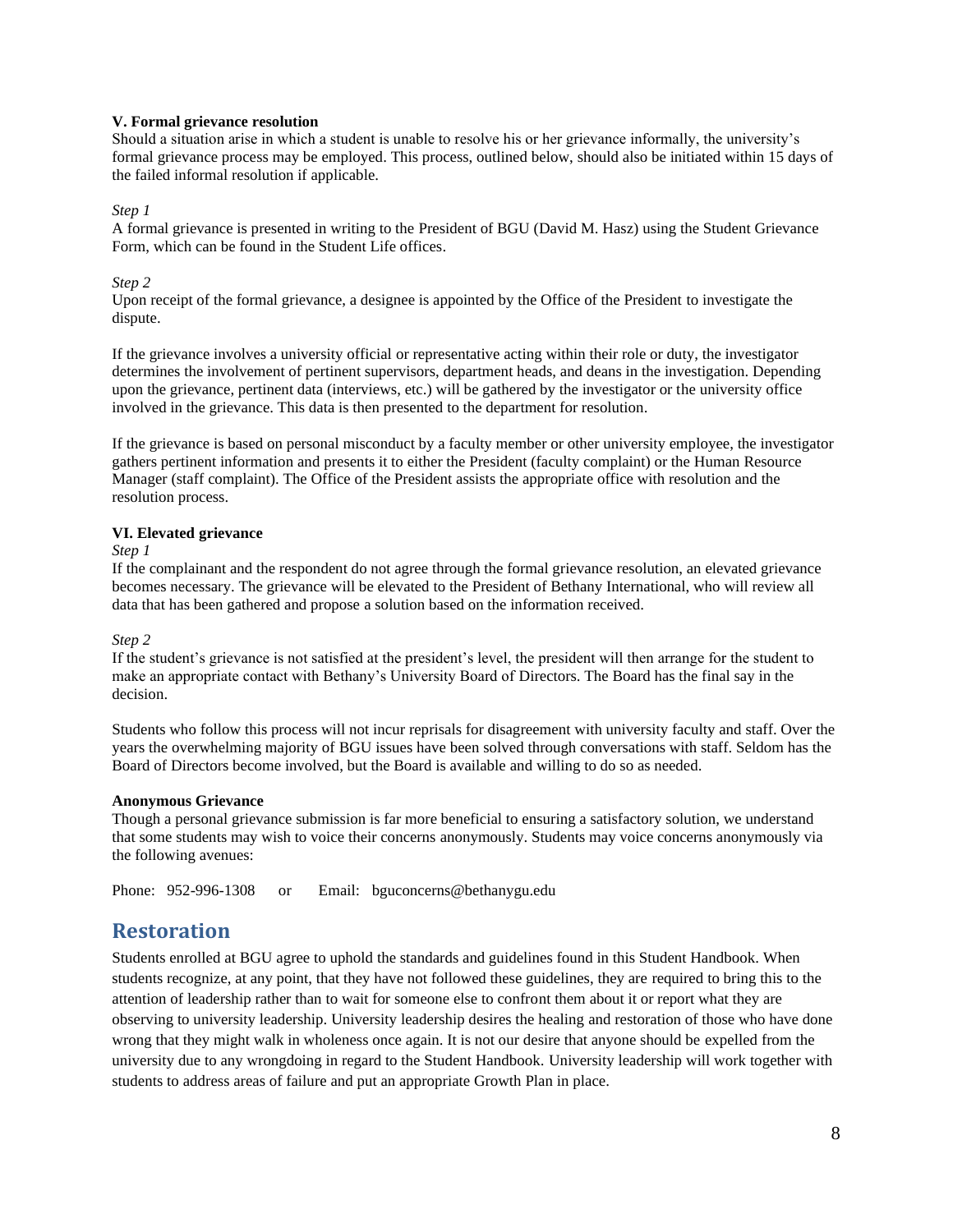**V. Formal grievance resolution**
Should a situation arise in which a student is unable to resolve his or her grievance informally, the university's formal grievance process may be employed. This process, outlined below, should also be initiated within 15 days of the failed informal resolution if applicable.

*Step 1*
A formal grievance is presented in writing to the President of BGU (David M. Hasz) using the Student Grievance Form, which can be found in the Student Life offices.

*Step 2*
Upon receipt of the formal grievance, a designee is appointed by the Office of the President to investigate the dispute.

If the grievance involves a university official or representative acting within their role or duty, the investigator determines the involvement of pertinent supervisors, department heads, and deans in the investigation. Depending upon the grievance, pertinent data (interviews, etc.) will be gathered by the investigator or the university office involved in the grievance. This data is then presented to the department for resolution.

If the grievance is based on personal misconduct by a faculty member or other university employee, the investigator gathers pertinent information and presents it to either the President (faculty complaint) or the Human Resource Manager (staff complaint). The Office of the President assists the appropriate office with resolution and the resolution process.

**VI. Elevated grievance**
*Step 1*
If the complainant and the respondent do not agree through the formal grievance resolution, an elevated grievance becomes necessary. The grievance will be elevated to the President of Bethany International, who will review all data that has been gathered and propose a solution based on the information received.

*Step 2*
If the student's grievance is not satisfied at the president's level, the president will then arrange for the student to make an appropriate contact with Bethany's University Board of Directors. The Board has the final say in the decision.

Students who follow this process will not incur reprisals for disagreement with university faculty and staff. Over the years the overwhelming majority of BGU issues have been solved through conversations with staff. Seldom has the Board of Directors become involved, but the Board is available and willing to do so as needed.

**Anonymous Grievance**
Though a personal grievance submission is far more beneficial to ensuring a satisfactory solution, we understand that some students may wish to voice their concerns anonymously. Students may voice concerns anonymously via the following avenues:

Phone: 952-996-1308 or Email: bguconcerns@bethanygu.edu

## Restoration

Students enrolled at BGU agree to uphold the standards and guidelines found in this Student Handbook. When students recognize, at any point, that they have not followed these guidelines, they are required to bring this to the attention of leadership rather than to wait for someone else to confront them about it or report what they are observing to university leadership. University leadership desires the healing and restoration of those who have done wrong that they might walk in wholeness once again. It is not our desire that anyone should be expelled from the university due to any wrongdoing in regard to the Student Handbook. University leadership will work together with students to address areas of failure and put an appropriate Growth Plan in place.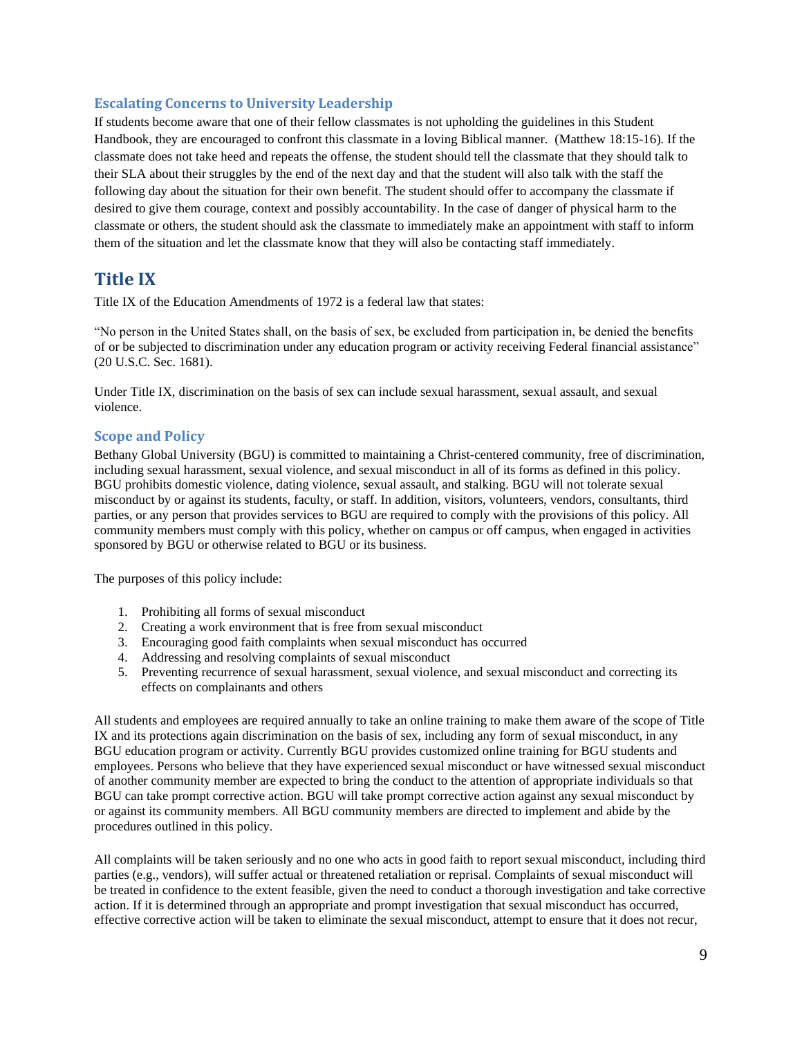### Escalating Concerns to University Leadership

If students become aware that one of their fellow classmates is not upholding the guidelines in this Student Handbook, they are encouraged to confront this classmate in a loving Biblical manner. (Matthew 18:15-16). If the classmate does not take heed and repeats the offense, the student should tell the classmate that they should talk to their SLA about their struggles by the end of the next day and that the student will also talk with the staff the following day about the situation for their own benefit. The student should offer to accompany the classmate if desired to give them courage, context and possibly accountability. In the case of danger of physical harm to the classmate or others, the student should ask the classmate to immediately make an appointment with staff to inform them of the situation and let the classmate know that they will also be contacting staff immediately.

## Title IX

Title IX of the Education Amendments of 1972 is a federal law that states:

"No person in the United States shall, on the basis of sex, be excluded from participation in, be denied the benefits of or be subjected to discrimination under any education program or activity receiving Federal financial assistance" (20 U.S.C. Sec. 1681).

Under Title IX, discrimination on the basis of sex can include sexual harassment, sexual assault, and sexual violence.

### Scope and Policy

Bethany Global University (BGU) is committed to maintaining a Christ-centered community, free of discrimination, including sexual harassment, sexual violence, and sexual misconduct in all of its forms as defined in this policy. BGU prohibits domestic violence, dating violence, sexual assault, and stalking. BGU will not tolerate sexual misconduct by or against its students, faculty, or staff. In addition, visitors, volunteers, vendors, consultants, third parties, or any person that provides services to BGU are required to comply with the provisions of this policy. All community members must comply with this policy, whether on campus or off campus, when engaged in activities sponsored by BGU or otherwise related to BGU or its business.

The purposes of this policy include:

1. Prohibiting all forms of sexual misconduct
2. Creating a work environment that is free from sexual misconduct
3. Encouraging good faith complaints when sexual misconduct has occurred
4. Addressing and resolving complaints of sexual misconduct
5. Preventing recurrence of sexual harassment, sexual violence, and sexual misconduct and correcting its effects on complainants and others

All students and employees are required annually to take an online training to make them aware of the scope of Title IX and its protections again discrimination on the basis of sex, including any form of sexual misconduct, in any BGU education program or activity. Currently BGU provides customized online training for BGU students and employees. Persons who believe that they have experienced sexual misconduct or have witnessed sexual misconduct of another community member are expected to bring the conduct to the attention of appropriate individuals so that BGU can take prompt corrective action. BGU will take prompt corrective action against any sexual misconduct by or against its community members. All BGU community members are directed to implement and abide by the procedures outlined in this policy.

All complaints will be taken seriously and no one who acts in good faith to report sexual misconduct, including third parties (e.g., vendors), will suffer actual or threatened retaliation or reprisal. Complaints of sexual misconduct will be treated in confidence to the extent feasible, given the need to conduct a thorough investigation and take corrective action. If it is determined through an appropriate and prompt investigation that sexual misconduct has occurred, effective corrective action will be taken to eliminate the sexual misconduct, attempt to ensure that it does not recur,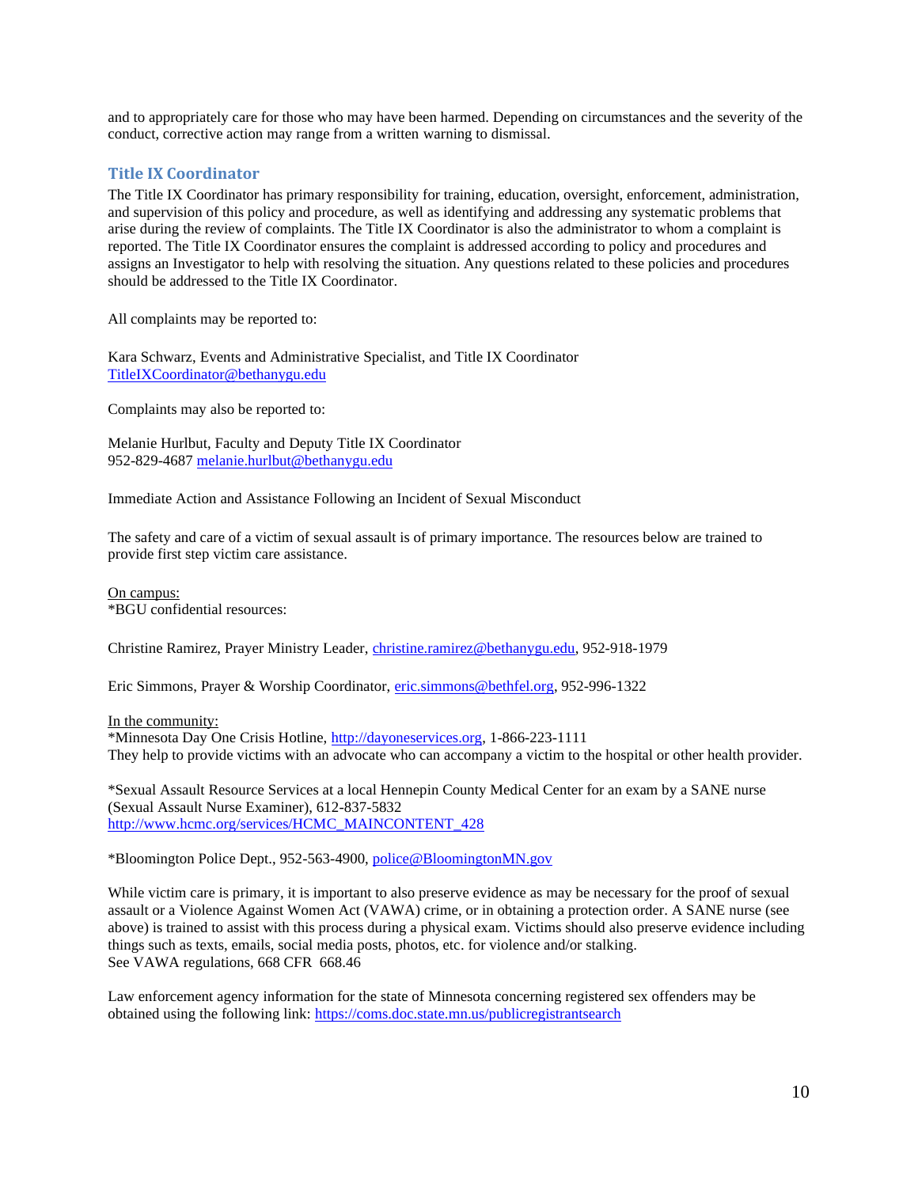and to appropriately care for those who may have been harmed. Depending on circumstances and the severity of the conduct, corrective action may range from a written warning to dismissal.

## Title IX Coordinator

The Title IX Coordinator has primary responsibility for training, education, oversight, enforcement, administration, and supervision of this policy and procedure, as well as identifying and addressing any systematic problems that arise during the review of complaints. The Title IX Coordinator is also the administrator to whom a complaint is reported. The Title IX Coordinator ensures the complaint is addressed according to policy and procedures and assigns an Investigator to help with resolving the situation. Any questions related to these policies and procedures should be addressed to the Title IX Coordinator.

All complaints may be reported to:

Kara Schwarz, Events and Administrative Specialist, and Title IX Coordinator
TitleIXCoordinator@bethanygu.edu

Complaints may also be reported to:

Melanie Hurlbut, Faculty and Deputy Title IX Coordinator
952-829-4687 melanie.hurlbut@bethanygu.edu

Immediate Action and Assistance Following an Incident of Sexual Misconduct

The safety and care of a victim of sexual assault is of primary importance. The resources below are trained to provide first step victim care assistance.

On campus:
*BGU confidential resources:

Christine Ramirez, Prayer Ministry Leader, christine.ramirez@bethanygu.edu, 952-918-1979

Eric Simmons, Prayer & Worship Coordinator, eric.simmons@bethfel.org, 952-996-1322

In the community:
*Minnesota Day One Crisis Hotline, http://dayoneservices.org, 1-866-223-1111
They help to provide victims with an advocate who can accompany a victim to the hospital or other health provider.

*Sexual Assault Resource Services at a local Hennepin County Medical Center for an exam by a SANE nurse (Sexual Assault Nurse Examiner), 612-837-5832
http://www.hcmc.org/services/HCMC_MAINCONTENT_428

*Bloomington Police Dept., 952-563-4900, police@BloomingtonMN.gov

While victim care is primary, it is important to also preserve evidence as may be necessary for the proof of sexual assault or a Violence Against Women Act (VAWA) crime, or in obtaining a protection order. A SANE nurse (see above) is trained to assist with this process during a physical exam. Victims should also preserve evidence including things such as texts, emails, social media posts, photos, etc. for violence and/or stalking.
See VAWA regulations, 668 CFR 668.46

Law enforcement agency information for the state of Minnesota concerning registered sex offenders may be obtained using the following link: https://coms.doc.state.mn.us/publicregistrantsearch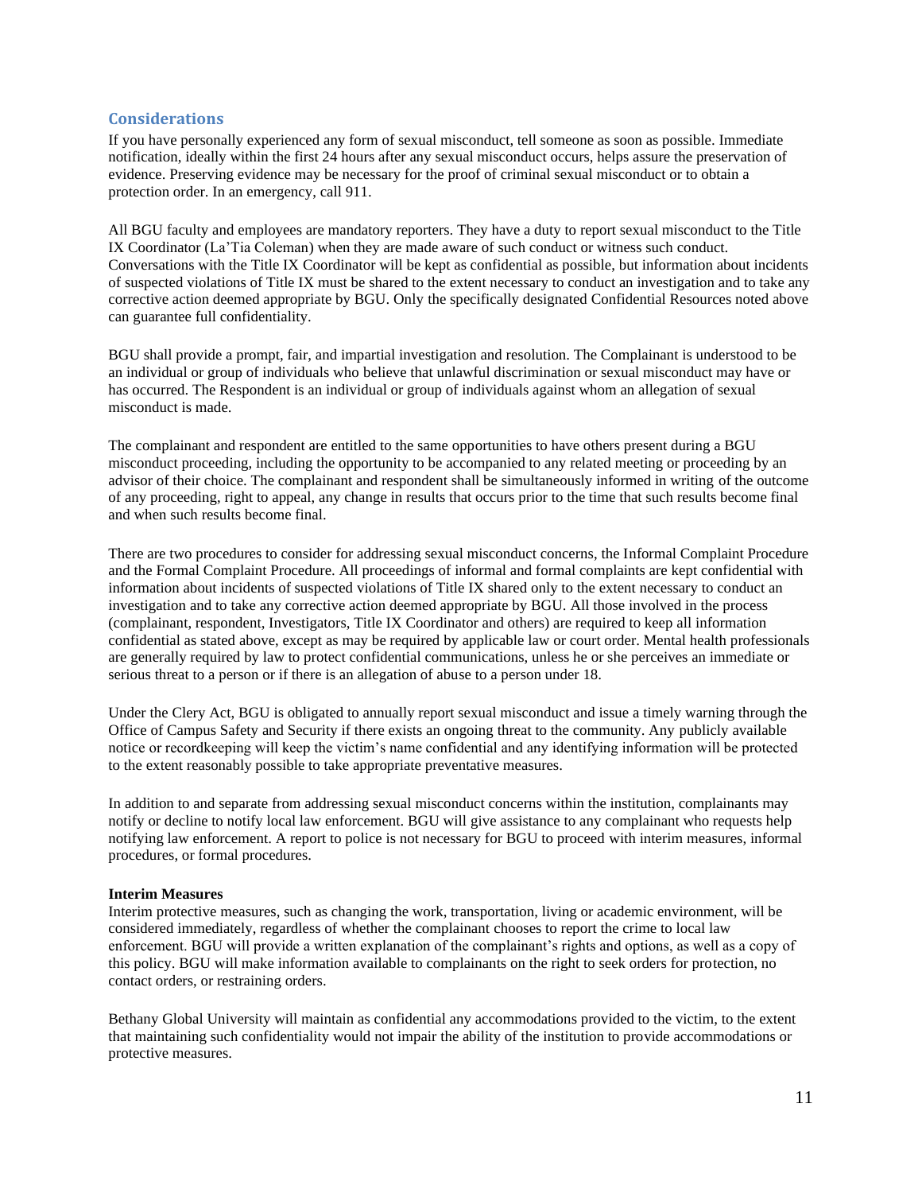## Considerations

If you have personally experienced any form of sexual misconduct, tell someone as soon as possible. Immediate notification, ideally within the first 24 hours after any sexual misconduct occurs, helps assure the preservation of evidence. Preserving evidence may be necessary for the proof of criminal sexual misconduct or to obtain a protection order. In an emergency, call 911.

All BGU faculty and employees are mandatory reporters. They have a duty to report sexual misconduct to the Title IX Coordinator (La'Tia Coleman) when they are made aware of such conduct or witness such conduct. Conversations with the Title IX Coordinator will be kept as confidential as possible, but information about incidents of suspected violations of Title IX must be shared to the extent necessary to conduct an investigation and to take any corrective action deemed appropriate by BGU. Only the specifically designated Confidential Resources noted above can guarantee full confidentiality.

BGU shall provide a prompt, fair, and impartial investigation and resolution. The Complainant is understood to be an individual or group of individuals who believe that unlawful discrimination or sexual misconduct may have or has occurred. The Respondent is an individual or group of individuals against whom an allegation of sexual misconduct is made.

The complainant and respondent are entitled to the same opportunities to have others present during a BGU misconduct proceeding, including the opportunity to be accompanied to any related meeting or proceeding by an advisor of their choice. The complainant and respondent shall be simultaneously informed in writing of the outcome of any proceeding, right to appeal, any change in results that occurs prior to the time that such results become final and when such results become final.

There are two procedures to consider for addressing sexual misconduct concerns, the Informal Complaint Procedure and the Formal Complaint Procedure. All proceedings of informal and formal complaints are kept confidential with information about incidents of suspected violations of Title IX shared only to the extent necessary to conduct an investigation and to take any corrective action deemed appropriate by BGU. All those involved in the process (complainant, respondent, Investigators, Title IX Coordinator and others) are required to keep all information confidential as stated above, except as may be required by applicable law or court order. Mental health professionals are generally required by law to protect confidential communications, unless he or she perceives an immediate or serious threat to a person or if there is an allegation of abuse to a person under 18.

Under the Clery Act, BGU is obligated to annually report sexual misconduct and issue a timely warning through the Office of Campus Safety and Security if there exists an ongoing threat to the community. Any publicly available notice or recordkeeping will keep the victim's name confidential and any identifying information will be protected to the extent reasonably possible to take appropriate preventative measures.

In addition to and separate from addressing sexual misconduct concerns within the institution, complainants may notify or decline to notify local law enforcement. BGU will give assistance to any complainant who requests help notifying law enforcement. A report to police is not necessary for BGU to proceed with interim measures, informal procedures, or formal procedures.

**Interim Measures**

Interim protective measures, such as changing the work, transportation, living or academic environment, will be considered immediately, regardless of whether the complainant chooses to report the crime to local law enforcement. BGU will provide a written explanation of the complainant's rights and options, as well as a copy of this policy. BGU will make information available to complainants on the right to seek orders for protection, no contact orders, or restraining orders.

Bethany Global University will maintain as confidential any accommodations provided to the victim, to the extent that maintaining such confidentiality would not impair the ability of the institution to provide accommodations or protective measures.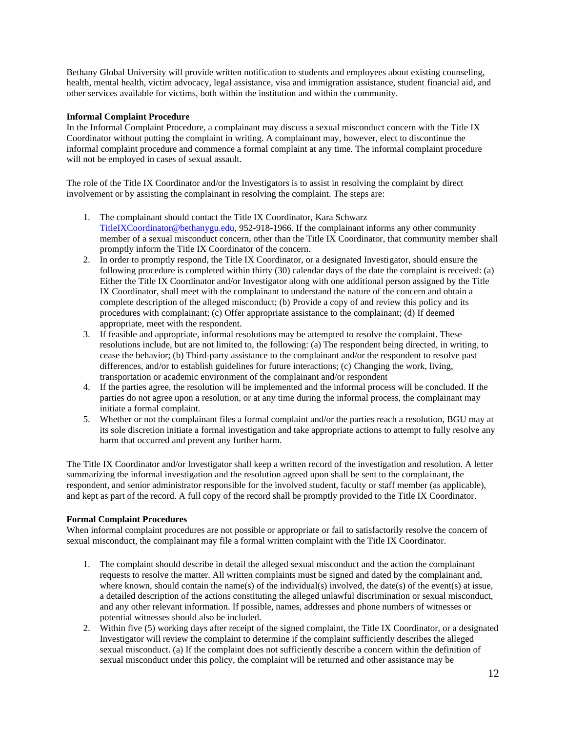Bethany Global University will provide written notification to students and employees about existing counseling, health, mental health, victim advocacy, legal assistance, visa and immigration assistance, student financial aid, and other services available for victims, both within the institution and within the community.

**Informal Complaint Procedure**

In the Informal Complaint Procedure, a complainant may discuss a sexual misconduct concern with the Title IX Coordinator without putting the complaint in writing. A complainant may, however, elect to discontinue the informal complaint procedure and commence a formal complaint at any time. The informal complaint procedure will not be employed in cases of sexual assault.

The role of the Title IX Coordinator and/or the Investigators is to assist in resolving the complaint by direct involvement or by assisting the complainant in resolving the complaint. The steps are:

1. The complainant should contact the Title IX Coordinator, Kara Schwarz TitleIXCoordinator@bethanygu.edu, 952-918-1966. If the complainant informs any other community member of a sexual misconduct concern, other than the Title IX Coordinator, that community member shall promptly inform the Title IX Coordinator of the concern.
2. In order to promptly respond, the Title IX Coordinator, or a designated Investigator, should ensure the following procedure is completed within thirty (30) calendar days of the date the complaint is received: (a) Either the Title IX Coordinator and/or Investigator along with one additional person assigned by the Title IX Coordinator, shall meet with the complainant to understand the nature of the concern and obtain a complete description of the alleged misconduct; (b) Provide a copy of and review this policy and its procedures with complainant; (c) Offer appropriate assistance to the complainant; (d) If deemed appropriate, meet with the respondent.
3. If feasible and appropriate, informal resolutions may be attempted to resolve the complaint. These resolutions include, but are not limited to, the following: (a) The respondent being directed, in writing, to cease the behavior; (b) Third-party assistance to the complainant and/or the respondent to resolve past differences, and/or to establish guidelines for future interactions; (c) Changing the work, living, transportation or academic environment of the complainant and/or respondent
4. If the parties agree, the resolution will be implemented and the informal process will be concluded. If the parties do not agree upon a resolution, or at any time during the informal process, the complainant may initiate a formal complaint.
5. Whether or not the complainant files a formal complaint and/or the parties reach a resolution, BGU may at its sole discretion initiate a formal investigation and take appropriate actions to attempt to fully resolve any harm that occurred and prevent any further harm.

The Title IX Coordinator and/or Investigator shall keep a written record of the investigation and resolution. A letter summarizing the informal investigation and the resolution agreed upon shall be sent to the complainant, the respondent, and senior administrator responsible for the involved student, faculty or staff member (as applicable), and kept as part of the record. A full copy of the record shall be promptly provided to the Title IX Coordinator.

**Formal Complaint Procedures**

When informal complaint procedures are not possible or appropriate or fail to satisfactorily resolve the concern of sexual misconduct, the complainant may file a formal written complaint with the Title IX Coordinator.

1. The complaint should describe in detail the alleged sexual misconduct and the action the complainant requests to resolve the matter. All written complaints must be signed and dated by the complainant and, where known, should contain the name(s) of the individual(s) involved, the date(s) of the event(s) at issue, a detailed description of the actions constituting the alleged unlawful discrimination or sexual misconduct, and any other relevant information. If possible, names, addresses and phone numbers of witnesses or potential witnesses should also be included.
2. Within five (5) working days after receipt of the signed complaint, the Title IX Coordinator, or a designated Investigator will review the complaint to determine if the complaint sufficiently describes the alleged sexual misconduct. (a) If the complaint does not sufficiently describe a concern within the definition of sexual misconduct under this policy, the complaint will be returned and other assistance may be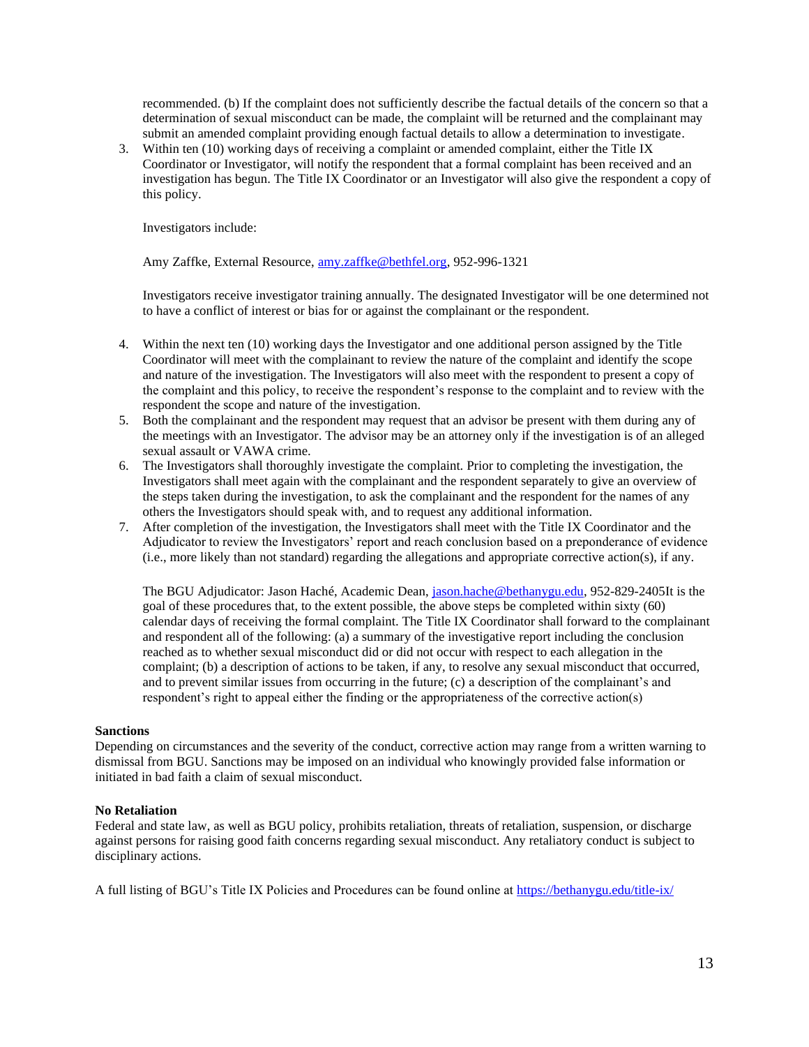recommended. (b) If the complaint does not sufficiently describe the factual details of the concern so that a determination of sexual misconduct can be made, the complaint will be returned and the complainant may submit an amended complaint providing enough factual details to allow a determination to investigate.

3. Within ten (10) working days of receiving a complaint or amended complaint, either the Title IX Coordinator or Investigator, will notify the respondent that a formal complaint has been received and an investigation has begun. The Title IX Coordinator or an Investigator will also give the respondent a copy of this policy.

   Investigators include:

   Amy Zaffke, External Resource, [amy.zaffke@bethfel.org](mailto:amy.zaffke@bethfel.org), 952-996-1321

   Investigators receive investigator training annually. The designated Investigator will be one determined not to have a conflict of interest or bias for or against the complainant or the respondent.

4. Within the next ten (10) working days the Investigator and one additional person assigned by the Title Coordinator will meet with the complainant to review the nature of the complaint and identify the scope and nature of the investigation. The Investigators will also meet with the respondent to present a copy of the complaint and this policy, to receive the respondent's response to the complaint and to review with the respondent the scope and nature of the investigation.
5. Both the complainant and the respondent may request that an advisor be present with them during any of the meetings with an Investigator. The advisor may be an attorney only if the investigation is of an alleged sexual assault or VAWA crime.
6. The Investigators shall thoroughly investigate the complaint. Prior to completing the investigation, the Investigators shall meet again with the complainant and the respondent separately to give an overview of the steps taken during the investigation, to ask the complainant and the respondent for the names of any others the Investigators should speak with, and to request any additional information.
7. After completion of the investigation, the Investigators shall meet with the Title IX Coordinator and the Adjudicator to review the Investigators' report and reach conclusion based on a preponderance of evidence (i.e., more likely than not standard) regarding the allegations and appropriate corrective action(s), if any.

   The BGU Adjudicator: Jason Haché, Academic Dean, [jason.hache@bethanygu.edu](mailto:jason.hache@bethanygu.edu), 952-829-2405It is the goal of these procedures that, to the extent possible, the above steps be completed within sixty (60) calendar days of receiving the formal complaint. The Title IX Coordinator shall forward to the complainant and respondent all of the following: (a) a summary of the investigative report including the conclusion reached as to whether sexual misconduct did or did not occur with respect to each allegation in the complaint; (b) a description of actions to be taken, if any, to resolve any sexual misconduct that occurred, and to prevent similar issues from occurring in the future; (c) a description of the complainant's and respondent's right to appeal either the finding or the appropriateness of the corrective action(s)

**Sanctions**

Depending on circumstances and the severity of the conduct, corrective action may range from a written warning to dismissal from BGU. Sanctions may be imposed on an individual who knowingly provided false information or initiated in bad faith a claim of sexual misconduct.

**No Retaliation**

Federal and state law, as well as BGU policy, prohibits retaliation, threats of retaliation, suspension, or discharge against persons for raising good faith concerns regarding sexual misconduct. Any retaliatory conduct is subject to disciplinary actions.

A full listing of BGU's Title IX Policies and Procedures can be found online at [https://bethanygu.edu/title-ix/](https://bethanygu.edu/title-ix/)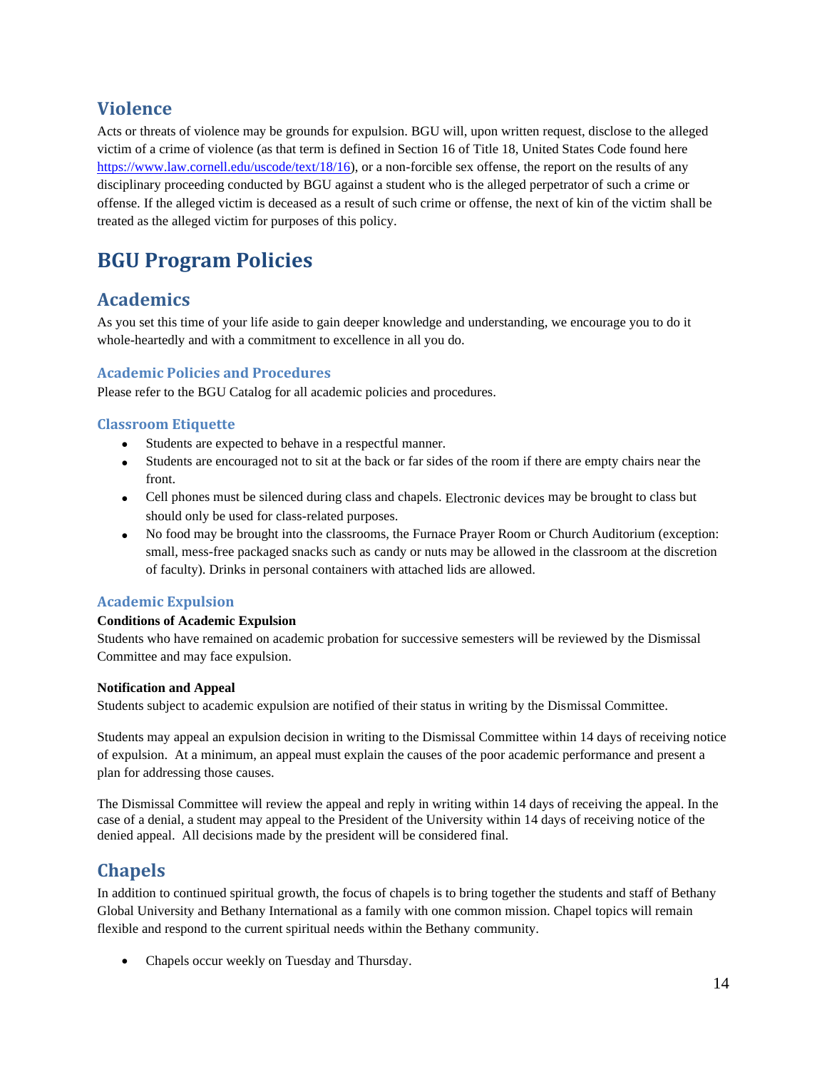## Violence

Acts or threats of violence may be grounds for expulsion. BGU will, upon written request, disclose to the alleged victim of a crime of violence (as that term is defined in Section 16 of Title 18, United States Code found here https://www.law.cornell.edu/uscode/text/18/16), or a non-forcible sex offense, the report on the results of any disciplinary proceeding conducted by BGU against a student who is the alleged perpetrator of such a crime or offense. If the alleged victim is deceased as a result of such crime or offense, the next of kin of the victim shall be treated as the alleged victim for purposes of this policy.

# BGU Program Policies

## Academics

As you set this time of your life aside to gain deeper knowledge and understanding, we encourage you to do it whole-heartedly and with a commitment to excellence in all you do.

### Academic Policies and Procedures

Please refer to the BGU Catalog for all academic policies and procedures.

### Classroom Etiquette

- Students are expected to behave in a respectful manner.
- Students are encouraged not to sit at the back or far sides of the room if there are empty chairs near the front.
- Cell phones must be silenced during class and chapels. Electronic devices may be brought to class but should only be used for class-related purposes.
- No food may be brought into the classrooms, the Furnace Prayer Room or Church Auditorium (exception: small, mess-free packaged snacks such as candy or nuts may be allowed in the classroom at the discretion of faculty). Drinks in personal containers with attached lids are allowed.

### Academic Expulsion

**Conditions of Academic Expulsion**

Students who have remained on academic probation for successive semesters will be reviewed by the Dismissal Committee and may face expulsion.

**Notification and Appeal**

Students subject to academic expulsion are notified of their status in writing by the Dismissal Committee.

Students may appeal an expulsion decision in writing to the Dismissal Committee within 14 days of receiving notice of expulsion. At a minimum, an appeal must explain the causes of the poor academic performance and present a plan for addressing those causes.

The Dismissal Committee will review the appeal and reply in writing within 14 days of receiving the appeal. In the case of a denial, a student may appeal to the President of the University within 14 days of receiving notice of the denied appeal. All decisions made by the president will be considered final.

## Chapels

In addition to continued spiritual growth, the focus of chapels is to bring together the students and staff of Bethany Global University and Bethany International as a family with one common mission. Chapel topics will remain flexible and respond to the current spiritual needs within the Bethany community.

- Chapels occur weekly on Tuesday and Thursday.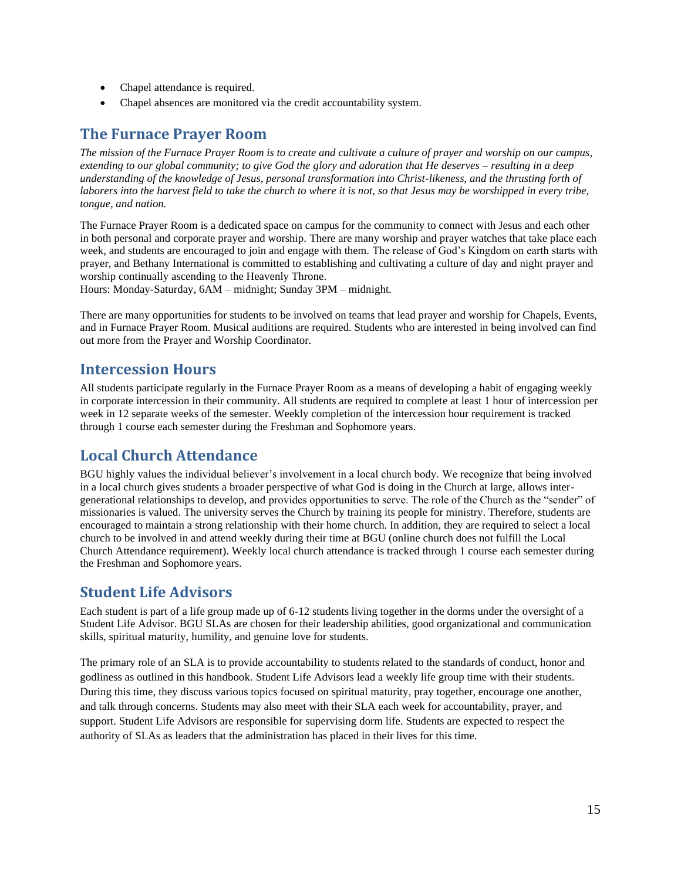- Chapel attendance is required.
- Chapel absences are monitored via the credit accountability system.

## The Furnace Prayer Room

*The mission of the Furnace Prayer Room is to create and cultivate a culture of prayer and worship on our campus, extending to our global community; to give God the glory and adoration that He deserves – resulting in a deep understanding of the knowledge of Jesus, personal transformation into Christ-likeness, and the thrusting forth of laborers into the harvest field to take the church to where it is not, so that Jesus may be worshipped in every tribe, tongue, and nation.*

The Furnace Prayer Room is a dedicated space on campus for the community to connect with Jesus and each other in both personal and corporate prayer and worship. There are many worship and prayer watches that take place each week, and students are encouraged to join and engage with them. The release of God's Kingdom on earth starts with prayer, and Bethany International is committed to establishing and cultivating a culture of day and night prayer and worship continually ascending to the Heavenly Throne.
Hours: Monday-Saturday, 6AM – midnight; Sunday 3PM – midnight.

There are many opportunities for students to be involved on teams that lead prayer and worship for Chapels, Events, and in Furnace Prayer Room. Musical auditions are required. Students who are interested in being involved can find out more from the Prayer and Worship Coordinator.

## Intercession Hours

All students participate regularly in the Furnace Prayer Room as a means of developing a habit of engaging weekly in corporate intercession in their community. All students are required to complete at least 1 hour of intercession per week in 12 separate weeks of the semester. Weekly completion of the intercession hour requirement is tracked through 1 course each semester during the Freshman and Sophomore years.

## Local Church Attendance

BGU highly values the individual believer's involvement in a local church body. We recognize that being involved in a local church gives students a broader perspective of what God is doing in the Church at large, allows inter-generational relationships to develop, and provides opportunities to serve. The role of the Church as the "sender" of missionaries is valued. The university serves the Church by training its people for ministry. Therefore, students are encouraged to maintain a strong relationship with their home church. In addition, they are required to select a local church to be involved in and attend weekly during their time at BGU (online church does not fulfill the Local Church Attendance requirement). Weekly local church attendance is tracked through 1 course each semester during the Freshman and Sophomore years.

## Student Life Advisors

Each student is part of a life group made up of 6-12 students living together in the dorms under the oversight of a Student Life Advisor. BGU SLAs are chosen for their leadership abilities, good organizational and communication skills, spiritual maturity, humility, and genuine love for students.

The primary role of an SLA is to provide accountability to students related to the standards of conduct, honor and godliness as outlined in this handbook. Student Life Advisors lead a weekly life group time with their students. During this time, they discuss various topics focused on spiritual maturity, pray together, encourage one another, and talk through concerns. Students may also meet with their SLA each week for accountability, prayer, and support. Student Life Advisors are responsible for supervising dorm life. Students are expected to respect the authority of SLAs as leaders that the administration has placed in their lives for this time.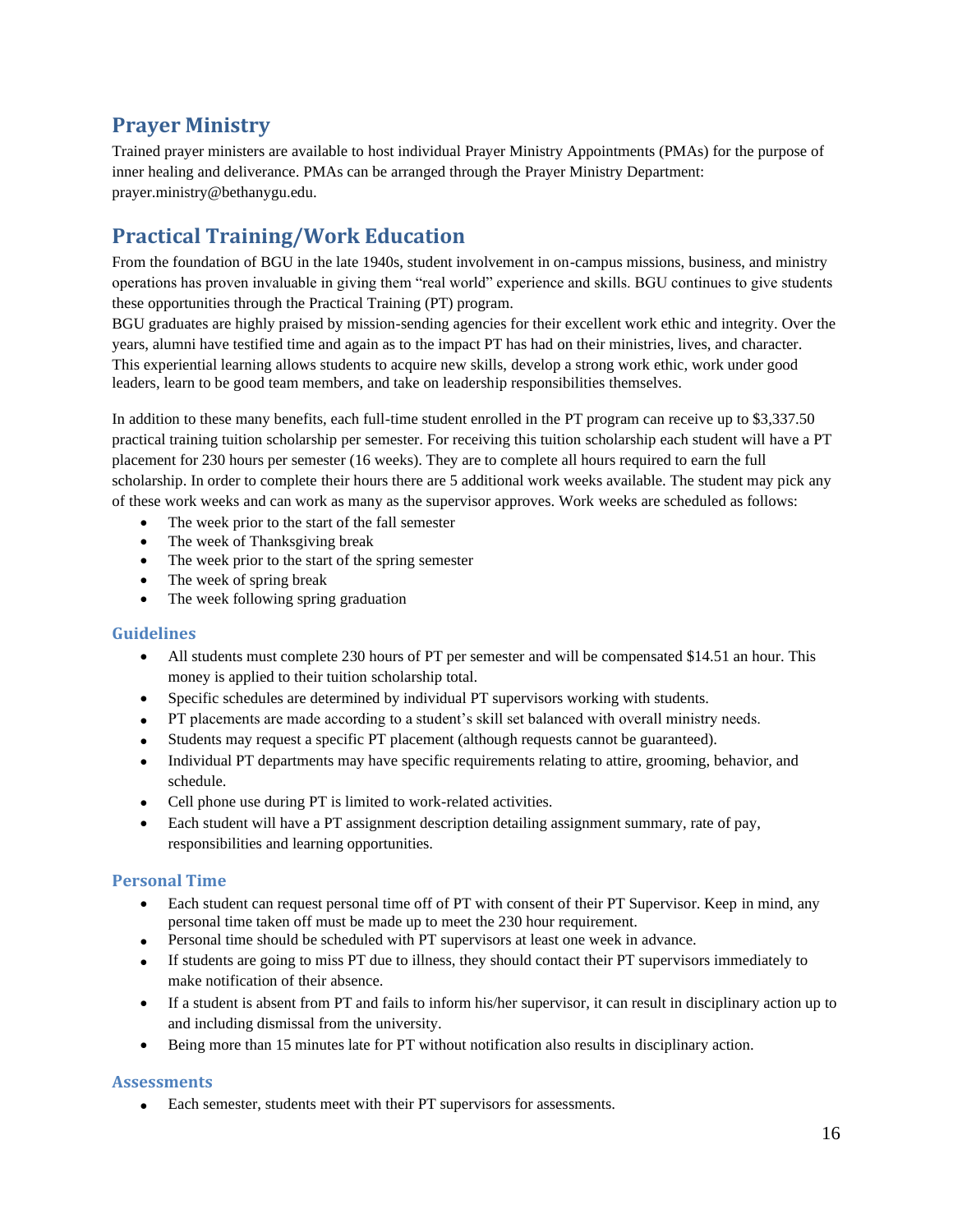## Prayer Ministry

Trained prayer ministers are available to host individual Prayer Ministry Appointments (PMAs) for the purpose of inner healing and deliverance. PMAs can be arranged through the Prayer Ministry Department: prayer.ministry@bethanygu.edu.

## Practical Training/Work Education

From the foundation of BGU in the late 1940s, student involvement in on-campus missions, business, and ministry operations has proven invaluable in giving them "real world" experience and skills. BGU continues to give students these opportunities through the Practical Training (PT) program.

BGU graduates are highly praised by mission-sending agencies for their excellent work ethic and integrity. Over the years, alumni have testified time and again as to the impact PT has had on their ministries, lives, and character. This experiential learning allows students to acquire new skills, develop a strong work ethic, work under good leaders, learn to be good team members, and take on leadership responsibilities themselves.

In addition to these many benefits, each full-time student enrolled in the PT program can receive up to $3,337.50 practical training tuition scholarship per semester. For receiving this tuition scholarship each student will have a PT placement for 230 hours per semester (16 weeks). They are to complete all hours required to earn the full scholarship. In order to complete their hours there are 5 additional work weeks available. The student may pick any of these work weeks and can work as many as the supervisor approves. Work weeks are scheduled as follows:

- The week prior to the start of the fall semester
- The week of Thanksgiving break
- The week prior to the start of the spring semester
- The week of spring break
- The week following spring graduation

### Guidelines

- All students must complete 230 hours of PT per semester and will be compensated $14.51 an hour. This money is applied to their tuition scholarship total.
- Specific schedules are determined by individual PT supervisors working with students.
- PT placements are made according to a student's skill set balanced with overall ministry needs.
- Students may request a specific PT placement (although requests cannot be guaranteed).
- Individual PT departments may have specific requirements relating to attire, grooming, behavior, and schedule.
- Cell phone use during PT is limited to work-related activities.
- Each student will have a PT assignment description detailing assignment summary, rate of pay, responsibilities and learning opportunities.

### Personal Time

- Each student can request personal time off of PT with consent of their PT Supervisor. Keep in mind, any personal time taken off must be made up to meet the 230 hour requirement.
- Personal time should be scheduled with PT supervisors at least one week in advance.
- If students are going to miss PT due to illness, they should contact their PT supervisors immediately to make notification of their absence.
- If a student is absent from PT and fails to inform his/her supervisor, it can result in disciplinary action up to and including dismissal from the university.
- Being more than 15 minutes late for PT without notification also results in disciplinary action.

### Assessments

- Each semester, students meet with their PT supervisors for assessments.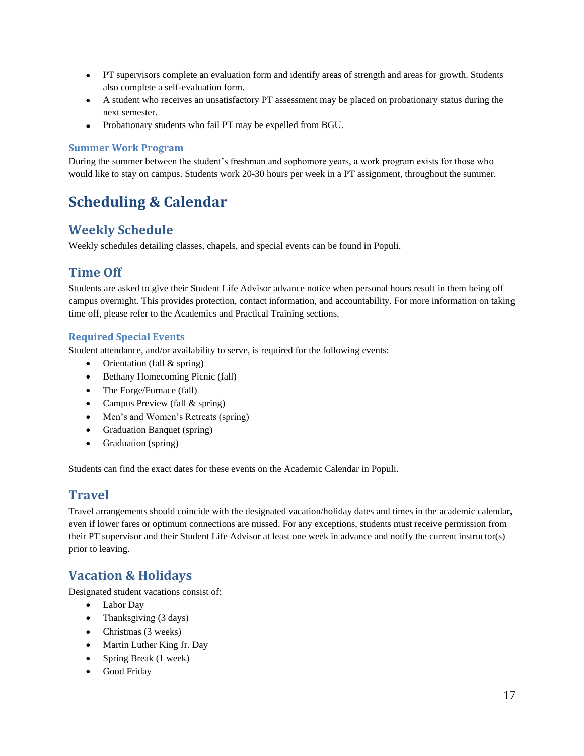- PT supervisors complete an evaluation form and identify areas of strength and areas for growth. Students also complete a self-evaluation form.
- A student who receives an unsatisfactory PT assessment may be placed on probationary status during the next semester.
- Probationary students who fail PT may be expelled from BGU.

### Summer Work Program

During the summer between the student's freshman and sophomore years, a work program exists for those who would like to stay on campus. Students work 20-30 hours per week in a PT assignment, throughout the summer.

# Scheduling & Calendar

## Weekly Schedule

Weekly schedules detailing classes, chapels, and special events can be found in Populi.

## Time Off

Students are asked to give their Student Life Advisor advance notice when personal hours result in them being off campus overnight. This provides protection, contact information, and accountability. For more information on taking time off, please refer to the Academics and Practical Training sections.

### Required Special Events

Student attendance, and/or availability to serve, is required for the following events:

- Orientation (fall & spring)
- Bethany Homecoming Picnic (fall)
- The Forge/Furnace (fall)
- Campus Preview (fall & spring)
- Men's and Women's Retreats (spring)
- Graduation Banquet (spring)
- Graduation (spring)

Students can find the exact dates for these events on the Academic Calendar in Populi.

## Travel

Travel arrangements should coincide with the designated vacation/holiday dates and times in the academic calendar, even if lower fares or optimum connections are missed. For any exceptions, students must receive permission from their PT supervisor and their Student Life Advisor at least one week in advance and notify the current instructor(s) prior to leaving.

## Vacation & Holidays

Designated student vacations consist of:

- Labor Day
- Thanksgiving (3 days)
- Christmas (3 weeks)
- Martin Luther King Jr. Day
- Spring Break (1 week)
- Good Friday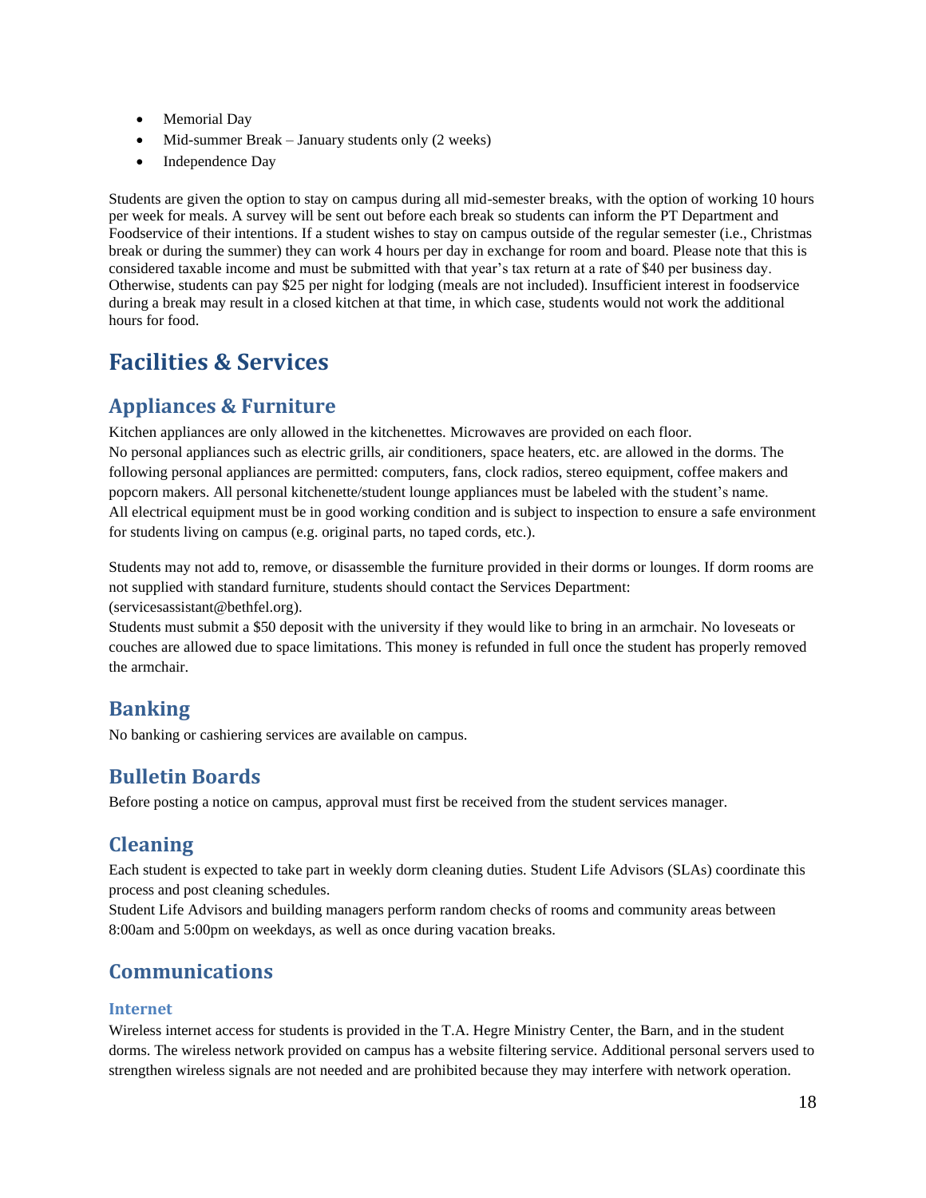- Memorial Day
- Mid-summer Break – January students only (2 weeks)
- Independence Day

Students are given the option to stay on campus during all mid-semester breaks, with the option of working 10 hours per week for meals. A survey will be sent out before each break so students can inform the PT Department and Foodservice of their intentions. If a student wishes to stay on campus outside of the regular semester (i.e., Christmas break or during the summer) they can work 4 hours per day in exchange for room and board. Please note that this is considered taxable income and must be submitted with that year's tax return at a rate of $40 per business day. Otherwise, students can pay $25 per night for lodging (meals are not included). Insufficient interest in foodservice during a break may result in a closed kitchen at that time, in which case, students would not work the additional hours for food.

# Facilities & Services

## Appliances & Furniture

Kitchen appliances are only allowed in the kitchenettes. Microwaves are provided on each floor.
No personal appliances such as electric grills, air conditioners, space heaters, etc. are allowed in the dorms. The following personal appliances are permitted: computers, fans, clock radios, stereo equipment, coffee makers and popcorn makers. All personal kitchenette/student lounge appliances must be labeled with the student's name.
All electrical equipment must be in good working condition and is subject to inspection to ensure a safe environment for students living on campus (e.g. original parts, no taped cords, etc.).

Students may not add to, remove, or disassemble the furniture provided in their dorms or lounges. If dorm rooms are not supplied with standard furniture, students should contact the Services Department: (servicesassistant@bethfel.org).
Students must submit a $50 deposit with the university if they would like to bring in an armchair. No loveseats or couches are allowed due to space limitations. This money is refunded in full once the student has properly removed the armchair.

## Banking

No banking or cashiering services are available on campus.

## Bulletin Boards

Before posting a notice on campus, approval must first be received from the student services manager.

## Cleaning

Each student is expected to take part in weekly dorm cleaning duties. Student Life Advisors (SLAs) coordinate this process and post cleaning schedules.
Student Life Advisors and building managers perform random checks of rooms and community areas between 8:00am and 5:00pm on weekdays, as well as once during vacation breaks.

## Communications

### Internet

Wireless internet access for students is provided in the T.A. Hegre Ministry Center, the Barn, and in the student dorms. The wireless network provided on campus has a website filtering service. Additional personal servers used to strengthen wireless signals are not needed and are prohibited because they may interfere with network operation.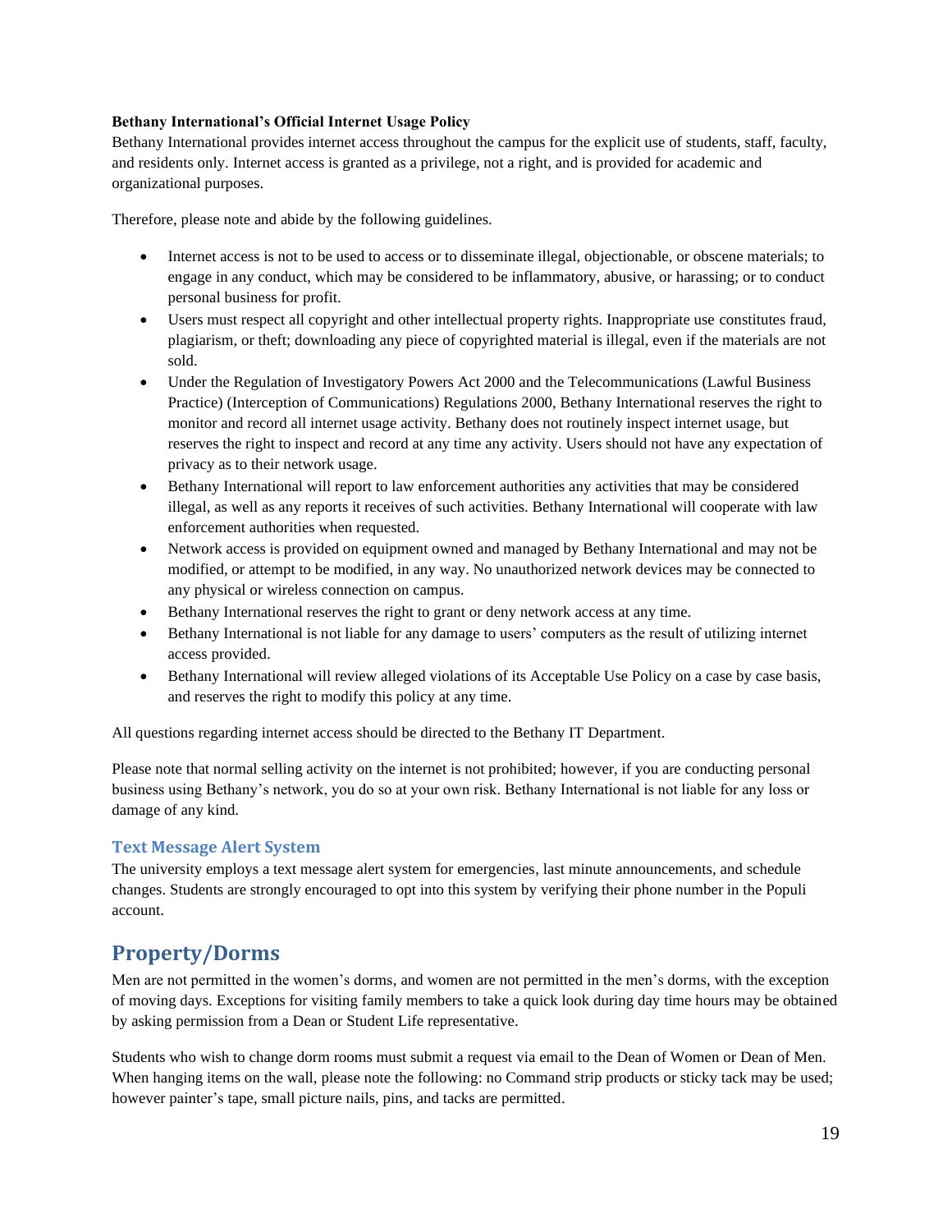**Bethany International's Official Internet Usage Policy**

Bethany International provides internet access throughout the campus for the explicit use of students, staff, faculty, and residents only. Internet access is granted as a privilege, not a right, and is provided for academic and organizational purposes.

Therefore, please note and abide by the following guidelines.

- Internet access is not to be used to access or to disseminate illegal, objectionable, or obscene materials; to engage in any conduct, which may be considered to be inflammatory, abusive, or harassing; or to conduct personal business for profit.
- Users must respect all copyright and other intellectual property rights. Inappropriate use constitutes fraud, plagiarism, or theft; downloading any piece of copyrighted material is illegal, even if the materials are not sold.
- Under the Regulation of Investigatory Powers Act 2000 and the Telecommunications (Lawful Business Practice) (Interception of Communications) Regulations 2000, Bethany International reserves the right to monitor and record all internet usage activity. Bethany does not routinely inspect internet usage, but reserves the right to inspect and record at any time any activity. Users should not have any expectation of privacy as to their network usage.
- Bethany International will report to law enforcement authorities any activities that may be considered illegal, as well as any reports it receives of such activities. Bethany International will cooperate with law enforcement authorities when requested.
- Network access is provided on equipment owned and managed by Bethany International and may not be modified, or attempt to be modified, in any way. No unauthorized network devices may be connected to any physical or wireless connection on campus.
- Bethany International reserves the right to grant or deny network access at any time.
- Bethany International is not liable for any damage to users' computers as the result of utilizing internet access provided.
- Bethany International will review alleged violations of its Acceptable Use Policy on a case by case basis, and reserves the right to modify this policy at any time.

All questions regarding internet access should be directed to the Bethany IT Department.

Please note that normal selling activity on the internet is not prohibited; however, if you are conducting personal business using Bethany's network, you do so at your own risk. Bethany International is not liable for any loss or damage of any kind.

### Text Message Alert System

The university employs a text message alert system for emergencies, last minute announcements, and schedule changes. Students are strongly encouraged to opt into this system by verifying their phone number in the Populi account.

## Property/Dorms

Men are not permitted in the women's dorms, and women are not permitted in the men's dorms, with the exception of moving days. Exceptions for visiting family members to take a quick look during day time hours may be obtained by asking permission from a Dean or Student Life representative.

Students who wish to change dorm rooms must submit a request via email to the Dean of Women or Dean of Men. When hanging items on the wall, please note the following: no Command strip products or sticky tack may be used; however painter's tape, small picture nails, pins, and tacks are permitted.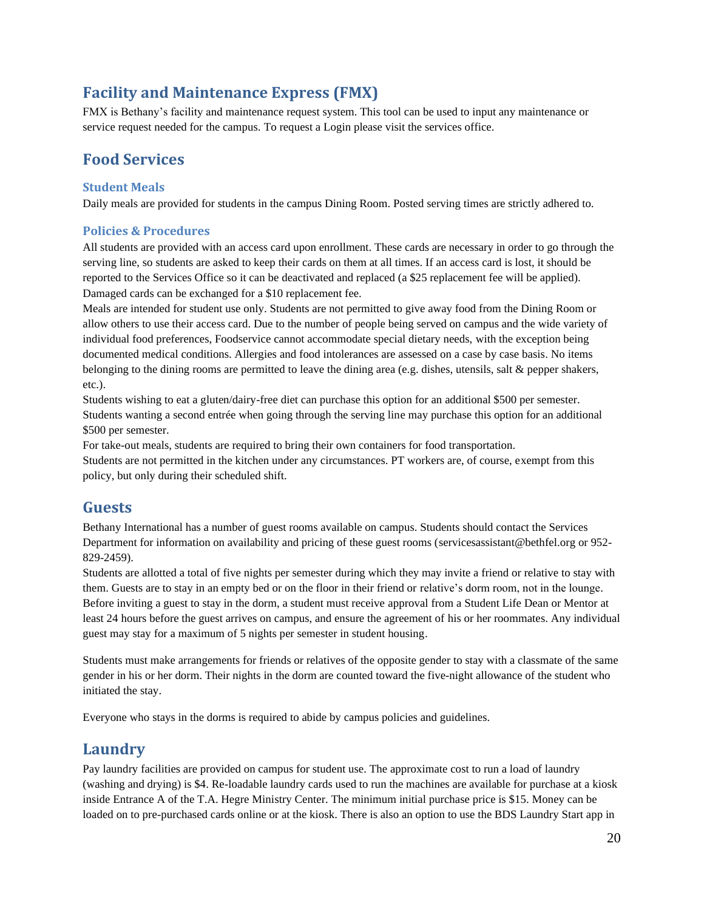## Facility and Maintenance Express (FMX)

FMX is Bethany's facility and maintenance request system. This tool can be used to input any maintenance or service request needed for the campus. To request a Login please visit the services office.

## Food Services

### Student Meals

Daily meals are provided for students in the campus Dining Room. Posted serving times are strictly adhered to.

### Policies & Procedures

All students are provided with an access card upon enrollment. These cards are necessary in order to go through the serving line, so students are asked to keep their cards on them at all times. If an access card is lost, it should be reported to the Services Office so it can be deactivated and replaced (a $25 replacement fee will be applied). Damaged cards can be exchanged for a $10 replacement fee.

Meals are intended for student use only. Students are not permitted to give away food from the Dining Room or allow others to use their access card. Due to the number of people being served on campus and the wide variety of individual food preferences, Foodservice cannot accommodate special dietary needs, with the exception being documented medical conditions. Allergies and food intolerances are assessed on a case by case basis. No items belonging to the dining rooms are permitted to leave the dining area (e.g. dishes, utensils, salt & pepper shakers, etc.).

Students wishing to eat a gluten/dairy-free diet can purchase this option for an additional $500 per semester. Students wanting a second entrée when going through the serving line may purchase this option for an additional $500 per semester.

For take-out meals, students are required to bring their own containers for food transportation.

Students are not permitted in the kitchen under any circumstances. PT workers are, of course, exempt from this policy, but only during their scheduled shift.

## Guests

Bethany International has a number of guest rooms available on campus. Students should contact the Services Department for information on availability and pricing of these guest rooms (servicesassistant@bethfel.org or 952-829-2459).

Students are allotted a total of five nights per semester during which they may invite a friend or relative to stay with them. Guests are to stay in an empty bed or on the floor in their friend or relative's dorm room, not in the lounge. Before inviting a guest to stay in the dorm, a student must receive approval from a Student Life Dean or Mentor at least 24 hours before the guest arrives on campus, and ensure the agreement of his or her roommates. Any individual guest may stay for a maximum of 5 nights per semester in student housing.

Students must make arrangements for friends or relatives of the opposite gender to stay with a classmate of the same gender in his or her dorm. Their nights in the dorm are counted toward the five-night allowance of the student who initiated the stay.

Everyone who stays in the dorms is required to abide by campus policies and guidelines.

## Laundry

Pay laundry facilities are provided on campus for student use. The approximate cost to run a load of laundry (washing and drying) is $4. Re-loadable laundry cards used to run the machines are available for purchase at a kiosk inside Entrance A of the T.A. Hegre Ministry Center. The minimum initial purchase price is $15. Money can be loaded on to pre-purchased cards online or at the kiosk. There is also an option to use the BDS Laundry Start app in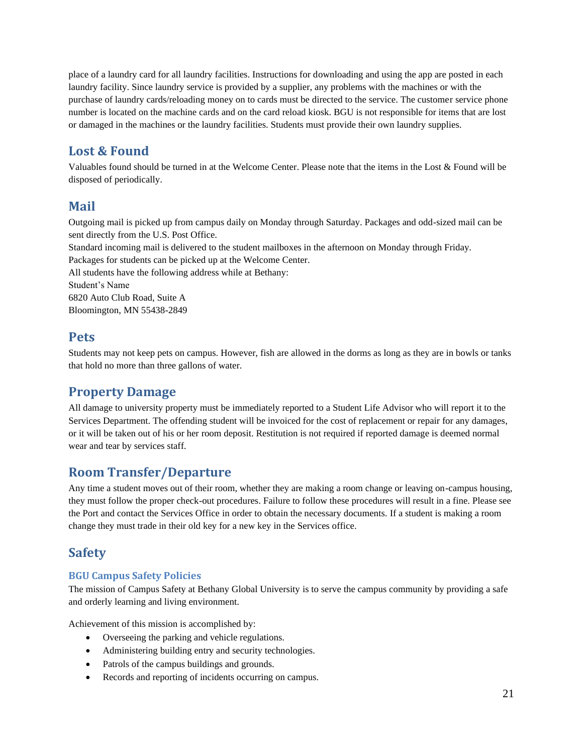place of a laundry card for all laundry facilities. Instructions for downloading and using the app are posted in each laundry facility. Since laundry service is provided by a supplier, any problems with the machines or with the purchase of laundry cards/reloading money on to cards must be directed to the service. The customer service phone number is located on the machine cards and on the card reload kiosk. BGU is not responsible for items that are lost or damaged in the machines or the laundry facilities. Students must provide their own laundry supplies.

## Lost & Found

Valuables found should be turned in at the Welcome Center. Please note that the items in the Lost & Found will be disposed of periodically.

## Mail

Outgoing mail is picked up from campus daily on Monday through Saturday. Packages and odd-sized mail can be sent directly from the U.S. Post Office.
Standard incoming mail is delivered to the student mailboxes in the afternoon on Monday through Friday.
Packages for students can be picked up at the Welcome Center.
All students have the following address while at Bethany:
Student's Name
6820 Auto Club Road, Suite A
Bloomington, MN 55438-2849

## Pets

Students may not keep pets on campus. However, fish are allowed in the dorms as long as they are in bowls or tanks that hold no more than three gallons of water.

## Property Damage

All damage to university property must be immediately reported to a Student Life Advisor who will report it to the Services Department. The offending student will be invoiced for the cost of replacement or repair for any damages, or it will be taken out of his or her room deposit. Restitution is not required if reported damage is deemed normal wear and tear by services staff.

## Room Transfer/Departure

Any time a student moves out of their room, whether they are making a room change or leaving on-campus housing, they must follow the proper check-out procedures. Failure to follow these procedures will result in a fine. Please see the Port and contact the Services Office in order to obtain the necessary documents. If a student is making a room change they must trade in their old key for a new key in the Services office.

## Safety

### BGU Campus Safety Policies

The mission of Campus Safety at Bethany Global University is to serve the campus community by providing a safe and orderly learning and living environment.

Achievement of this mission is accomplished by:

- Overseeing the parking and vehicle regulations.
- Administering building entry and security technologies.
- Patrols of the campus buildings and grounds.
- Records and reporting of incidents occurring on campus.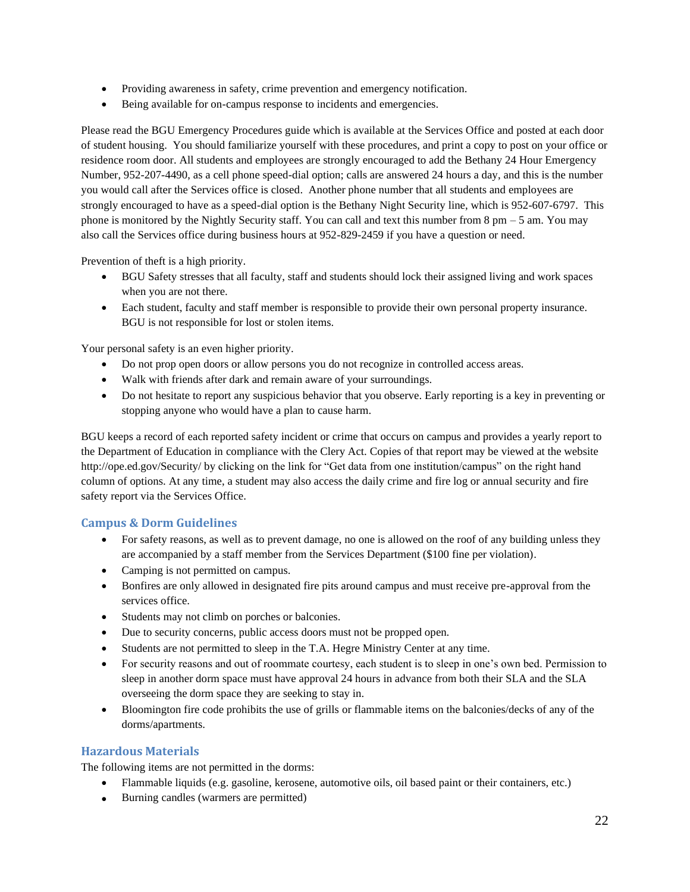- Providing awareness in safety, crime prevention and emergency notification.
- Being available for on-campus response to incidents and emergencies.

Please read the BGU Emergency Procedures guide which is available at the Services Office and posted at each door of student housing. You should familiarize yourself with these procedures, and print a copy to post on your office or residence room door. All students and employees are strongly encouraged to add the Bethany 24 Hour Emergency Number, 952-207-4490, as a cell phone speed-dial option; calls are answered 24 hours a day, and this is the number you would call after the Services office is closed. Another phone number that all students and employees are strongly encouraged to have as a speed-dial option is the Bethany Night Security line, which is 952-607-6797. This phone is monitored by the Nightly Security staff. You can call and text this number from 8 pm – 5 am. You may also call the Services office during business hours at 952-829-2459 if you have a question or need.

Prevention of theft is a high priority.

- BGU Safety stresses that all faculty, staff and students should lock their assigned living and work spaces when you are not there.
- Each student, faculty and staff member is responsible to provide their own personal property insurance. BGU is not responsible for lost or stolen items.

Your personal safety is an even higher priority.

- Do not prop open doors or allow persons you do not recognize in controlled access areas.
- Walk with friends after dark and remain aware of your surroundings.
- Do not hesitate to report any suspicious behavior that you observe. Early reporting is a key in preventing or stopping anyone who would have a plan to cause harm.

BGU keeps a record of each reported safety incident or crime that occurs on campus and provides a yearly report to the Department of Education in compliance with the Clery Act. Copies of that report may be viewed at the website http://ope.ed.gov/Security/ by clicking on the link for "Get data from one institution/campus" on the right hand column of options. At any time, a student may also access the daily crime and fire log or annual security and fire safety report via the Services Office.

## Campus & Dorm Guidelines

- For safety reasons, as well as to prevent damage, no one is allowed on the roof of any building unless they are accompanied by a staff member from the Services Department ($100 fine per violation).
- Camping is not permitted on campus.
- Bonfires are only allowed in designated fire pits around campus and must receive pre-approval from the services office.
- Students may not climb on porches or balconies.
- Due to security concerns, public access doors must not be propped open.
- Students are not permitted to sleep in the T.A. Hegre Ministry Center at any time.
- For security reasons and out of roommate courtesy, each student is to sleep in one's own bed. Permission to sleep in another dorm space must have approval 24 hours in advance from both their SLA and the SLA overseeing the dorm space they are seeking to stay in.
- Bloomington fire code prohibits the use of grills or flammable items on the balconies/decks of any of the dorms/apartments.

## Hazardous Materials

The following items are not permitted in the dorms:

- Flammable liquids (e.g. gasoline, kerosene, automotive oils, oil based paint or their containers, etc.)
- Burning candles (warmers are permitted)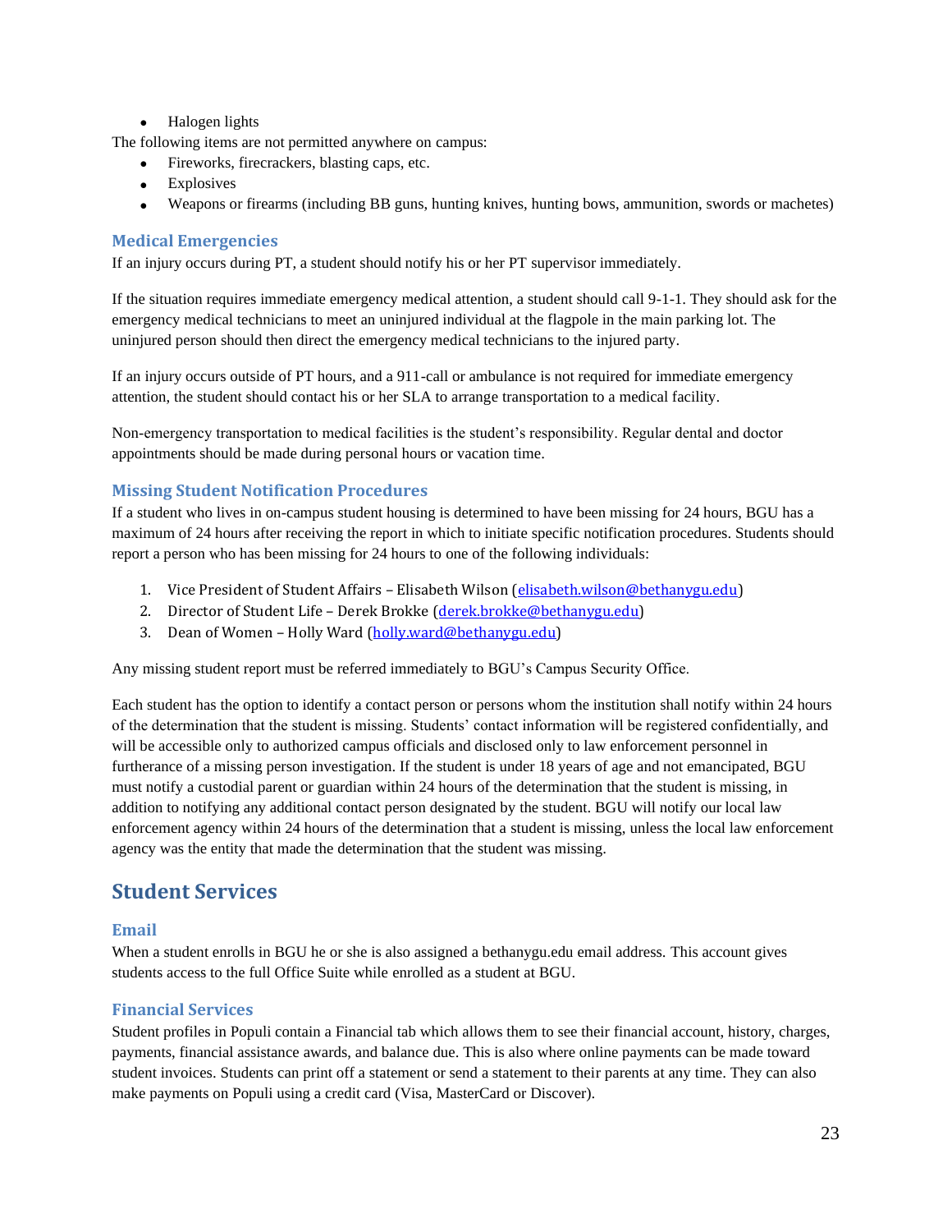- Halogen lights

The following items are not permitted anywhere on campus:

- Fireworks, firecrackers, blasting caps, etc.
- Explosives
- Weapons or firearms (including BB guns, hunting knives, hunting bows, ammunition, swords or machetes)

### Medical Emergencies

If an injury occurs during PT, a student should notify his or her PT supervisor immediately.

If the situation requires immediate emergency medical attention, a student should call 9-1-1. They should ask for the emergency medical technicians to meet an uninjured individual at the flagpole in the main parking lot. The uninjured person should then direct the emergency medical technicians to the injured party.

If an injury occurs outside of PT hours, and a 911-call or ambulance is not required for immediate emergency attention, the student should contact his or her SLA to arrange transportation to a medical facility.

Non-emergency transportation to medical facilities is the student's responsibility. Regular dental and doctor appointments should be made during personal hours or vacation time.

### Missing Student Notification Procedures

If a student who lives in on-campus student housing is determined to have been missing for 24 hours, BGU has a maximum of 24 hours after receiving the report in which to initiate specific notification procedures. Students should report a person who has been missing for 24 hours to one of the following individuals:

1. Vice President of Student Affairs – Elisabeth Wilson (elisabeth.wilson@bethanygu.edu)
2. Director of Student Life – Derek Brokke (derek.brokke@bethanygu.edu)
3. Dean of Women – Holly Ward (holly.ward@bethanygu.edu)

Any missing student report must be referred immediately to BGU's Campus Security Office.

Each student has the option to identify a contact person or persons whom the institution shall notify within 24 hours of the determination that the student is missing. Students' contact information will be registered confidentially, and will be accessible only to authorized campus officials and disclosed only to law enforcement personnel in furtherance of a missing person investigation. If the student is under 18 years of age and not emancipated, BGU must notify a custodial parent or guardian within 24 hours of the determination that the student is missing, in addition to notifying any additional contact person designated by the student. BGU will notify our local law enforcement agency within 24 hours of the determination that a student is missing, unless the local law enforcement agency was the entity that made the determination that the student was missing.

## Student Services

### Email

When a student enrolls in BGU he or she is also assigned a bethanygu.edu email address. This account gives students access to the full Office Suite while enrolled as a student at BGU.

### Financial Services

Student profiles in Populi contain a Financial tab which allows them to see their financial account, history, charges, payments, financial assistance awards, and balance due. This is also where online payments can be made toward student invoices. Students can print off a statement or send a statement to their parents at any time. They can also make payments on Populi using a credit card (Visa, MasterCard or Discover).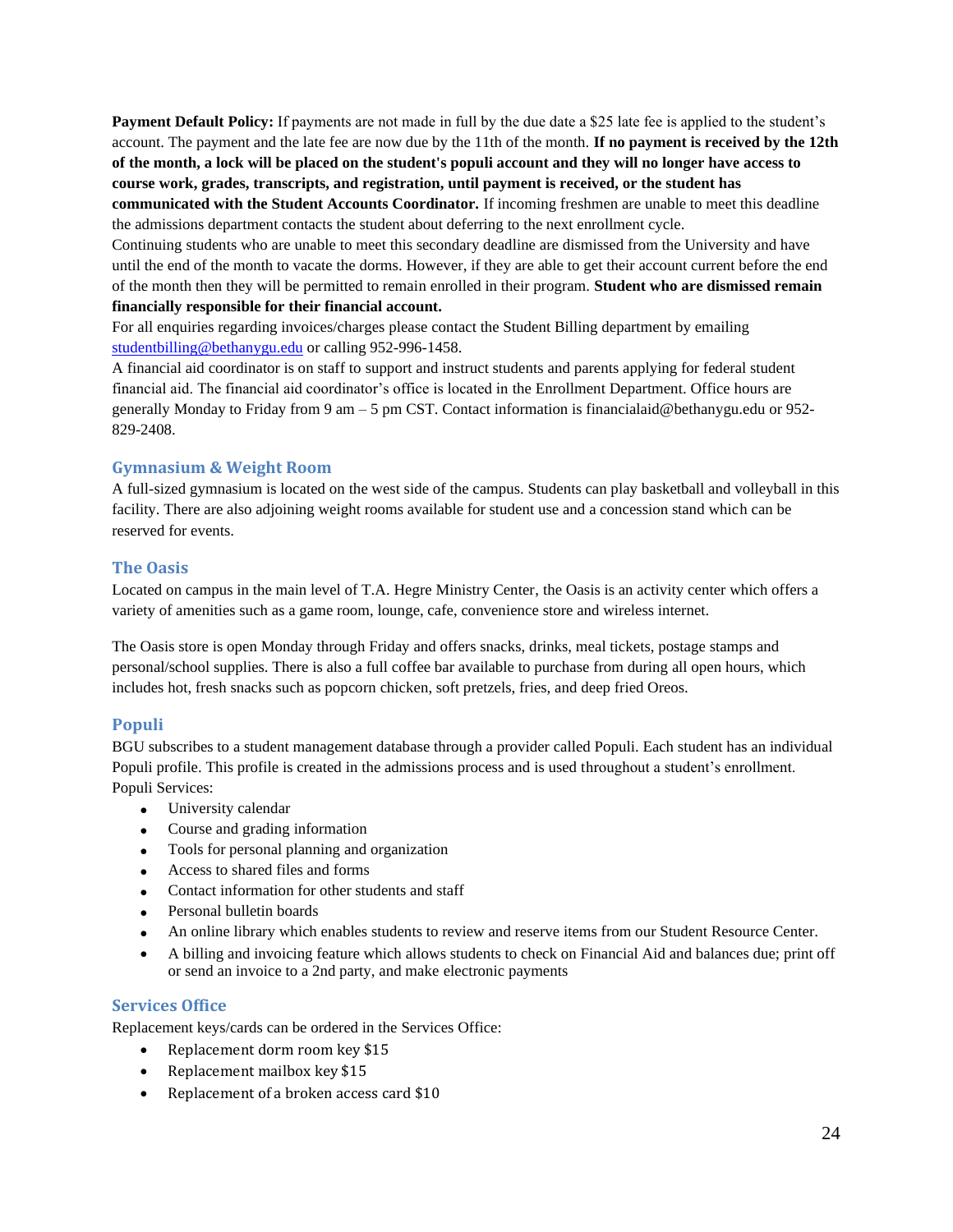**Payment Default Policy:** If payments are not made in full by the due date a $25 late fee is applied to the student's account. The payment and the late fee are now due by the 11th of the month. **If no payment is received by the 12th of the month, a lock will be placed on the student's populi account and they will no longer have access to course work, grades, transcripts, and registration, until payment is received, or the student has communicated with the Student Accounts Coordinator.** If incoming freshmen are unable to meet this deadline the admissions department contacts the student about deferring to the next enrollment cycle.

Continuing students who are unable to meet this secondary deadline are dismissed from the University and have until the end of the month to vacate the dorms. However, if they are able to get their account current before the end of the month then they will be permitted to remain enrolled in their program. **Student who are dismissed remain financially responsible for their financial account.**

For all enquiries regarding invoices/charges please contact the Student Billing department by emailing studentbilling@bethanygu.edu or calling 952-996-1458.

A financial aid coordinator is on staff to support and instruct students and parents applying for federal student financial aid. The financial aid coordinator's office is located in the Enrollment Department. Office hours are generally Monday to Friday from 9 am – 5 pm CST. Contact information is financialaid@bethanygu.edu or 952-829-2408.

## Gymnasium & Weight Room

A full-sized gymnasium is located on the west side of the campus. Students can play basketball and volleyball in this facility. There are also adjoining weight rooms available for student use and a concession stand which can be reserved for events.

## The Oasis

Located on campus in the main level of T.A. Hegre Ministry Center, the Oasis is an activity center which offers a variety of amenities such as a game room, lounge, cafe, convenience store and wireless internet.

The Oasis store is open Monday through Friday and offers snacks, drinks, meal tickets, postage stamps and personal/school supplies. There is also a full coffee bar available to purchase from during all open hours, which includes hot, fresh snacks such as popcorn chicken, soft pretzels, fries, and deep fried Oreos.

## Populi

BGU subscribes to a student management database through a provider called Populi. Each student has an individual Populi profile. This profile is created in the admissions process and is used throughout a student's enrollment.

Populi Services:

- University calendar
- Course and grading information
- Tools for personal planning and organization
- Access to shared files and forms
- Contact information for other students and staff
- Personal bulletin boards
- An online library which enables students to review and reserve items from our Student Resource Center.
- A billing and invoicing feature which allows students to check on Financial Aid and balances due; print off or send an invoice to a 2nd party, and make electronic payments

## Services Office

Replacement keys/cards can be ordered in the Services Office:

- Replacement dorm room key $15
- Replacement mailbox key $15
- Replacement of a broken access card $10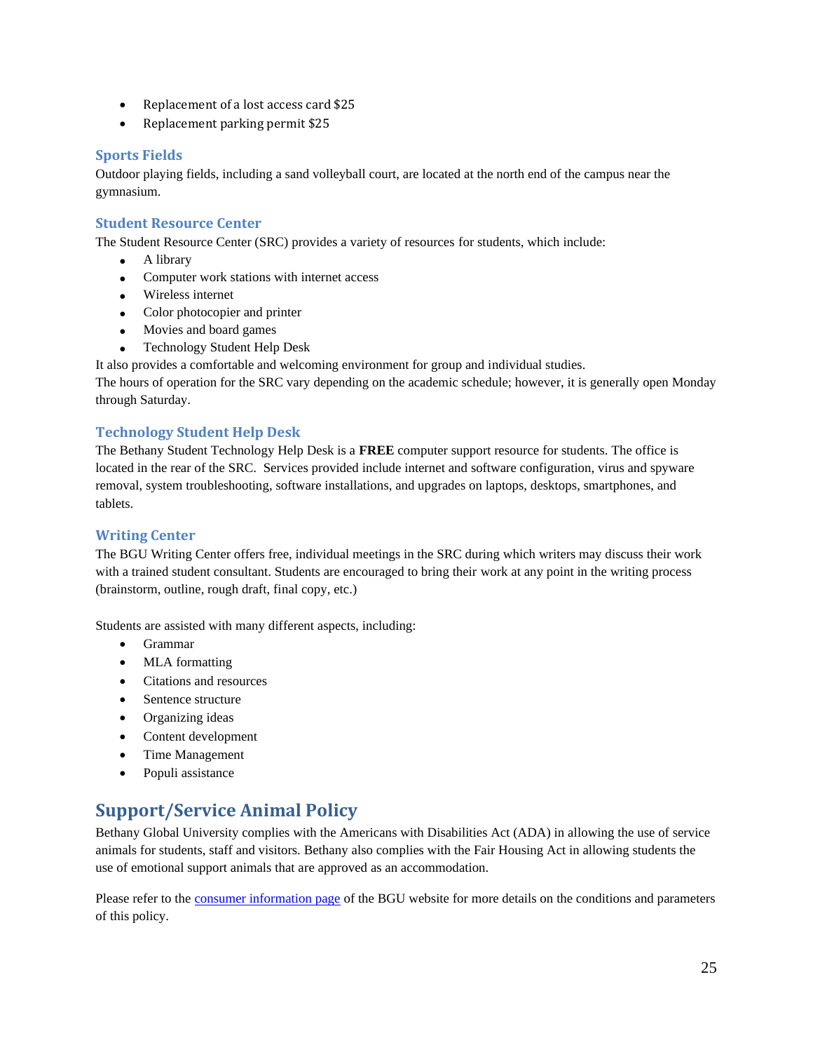- Replacement of a lost access card $25
- Replacement parking permit $25

### Sports Fields

Outdoor playing fields, including a sand volleyball court, are located at the north end of the campus near the gymnasium.

### Student Resource Center

The Student Resource Center (SRC) provides a variety of resources for students, which include:

- A library
- Computer work stations with internet access
- Wireless internet
- Color photocopier and printer
- Movies and board games
- Technology Student Help Desk

It also provides a comfortable and welcoming environment for group and individual studies.
The hours of operation for the SRC vary depending on the academic schedule; however, it is generally open Monday through Saturday.

### Technology Student Help Desk

The Bethany Student Technology Help Desk is a **FREE** computer support resource for students. The office is located in the rear of the SRC. Services provided include internet and software configuration, virus and spyware removal, system troubleshooting, software installations, and upgrades on laptops, desktops, smartphones, and tablets.

### Writing Center

The BGU Writing Center offers free, individual meetings in the SRC during which writers may discuss their work with a trained student consultant. Students are encouraged to bring their work at any point in the writing process (brainstorm, outline, rough draft, final copy, etc.)

Students are assisted with many different aspects, including:

- Grammar
- MLA formatting
- Citations and resources
- Sentence structure
- Organizing ideas
- Content development
- Time Management
- Populi assistance

## Support/Service Animal Policy

Bethany Global University complies with the Americans with Disabilities Act (ADA) in allowing the use of service animals for students, staff and visitors. Bethany also complies with the Fair Housing Act in allowing students the use of emotional support animals that are approved as an accommodation.

Please refer to the consumer information page of the BGU website for more details on the conditions and parameters of this policy.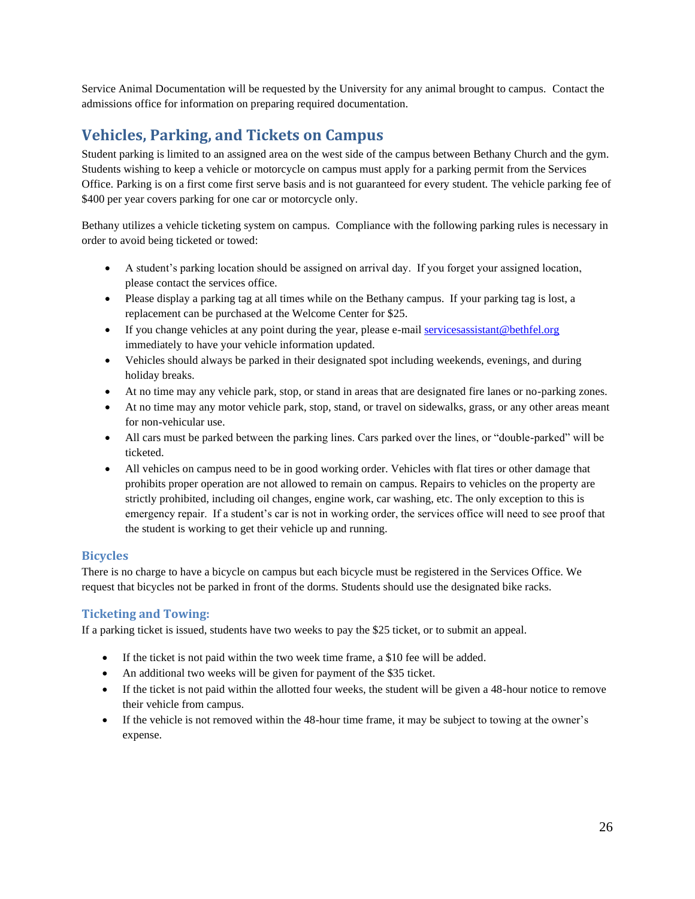Service Animal Documentation will be requested by the University for any animal brought to campus. Contact the admissions office for information on preparing required documentation.

## Vehicles, Parking, and Tickets on Campus

Student parking is limited to an assigned area on the west side of the campus between Bethany Church and the gym. Students wishing to keep a vehicle or motorcycle on campus must apply for a parking permit from the Services Office. Parking is on a first come first serve basis and is not guaranteed for every student. The vehicle parking fee of $400 per year covers parking for one car or motorcycle only.

Bethany utilizes a vehicle ticketing system on campus. Compliance with the following parking rules is necessary in order to avoid being ticketed or towed:

- A student's parking location should be assigned on arrival day. If you forget your assigned location, please contact the services office.
- Please display a parking tag at all times while on the Bethany campus. If your parking tag is lost, a replacement can be purchased at the Welcome Center for $25.
- If you change vehicles at any point during the year, please e-mail servicesassistant@bethfel.org immediately to have your vehicle information updated.
- Vehicles should always be parked in their designated spot including weekends, evenings, and during holiday breaks.
- At no time may any vehicle park, stop, or stand in areas that are designated fire lanes or no-parking zones.
- At no time may any motor vehicle park, stop, stand, or travel on sidewalks, grass, or any other areas meant for non-vehicular use.
- All cars must be parked between the parking lines. Cars parked over the lines, or "double-parked" will be ticketed.
- All vehicles on campus need to be in good working order. Vehicles with flat tires or other damage that prohibits proper operation are not allowed to remain on campus. Repairs to vehicles on the property are strictly prohibited, including oil changes, engine work, car washing, etc. The only exception to this is emergency repair. If a student's car is not in working order, the services office will need to see proof that the student is working to get their vehicle up and running.

### Bicycles

There is no charge to have a bicycle on campus but each bicycle must be registered in the Services Office. We request that bicycles not be parked in front of the dorms. Students should use the designated bike racks.

### Ticketing and Towing:

If a parking ticket is issued, students have two weeks to pay the $25 ticket, or to submit an appeal.

- If the ticket is not paid within the two week time frame, a $10 fee will be added.
- An additional two weeks will be given for payment of the $35 ticket.
- If the ticket is not paid within the allotted four weeks, the student will be given a 48-hour notice to remove their vehicle from campus.
- If the vehicle is not removed within the 48-hour time frame, it may be subject to towing at the owner's expense.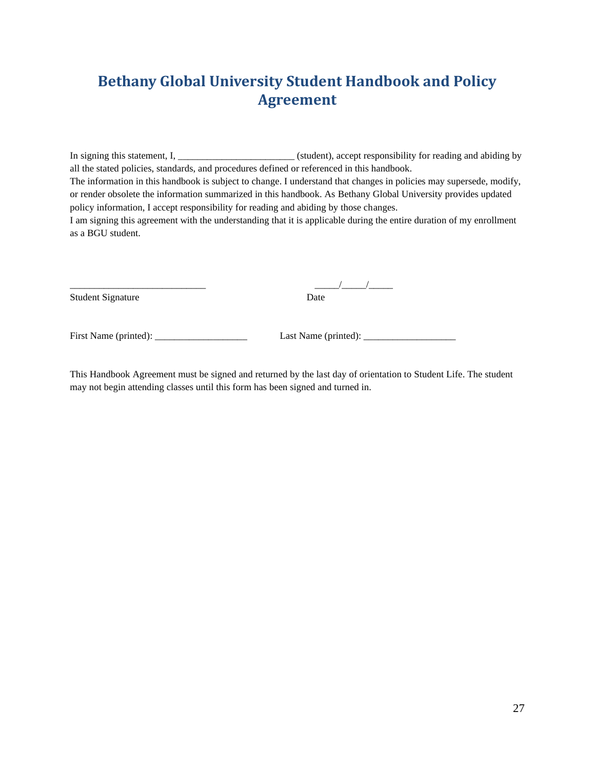# Bethany Global University Student Handbook and Policy Agreement

In signing this statement, I, ________________________ (student), accept responsibility for reading and abiding by all the stated policies, standards, and procedures defined or referenced in this handbook.
The information in this handbook is subject to change. I understand that changes in policies may supersede, modify, or render obsolete the information summarized in this handbook. As Bethany Global University provides updated policy information, I accept responsibility for reading and abiding by those changes.
I am signing this agreement with the understanding that it is applicable during the entire duration of my enrollment as a BGU student.

____________________________  _____/_____/_____
Student Signature  Date

First Name (printed): ___________________  Last Name (printed): ___________________

This Handbook Agreement must be signed and returned by the last day of orientation to Student Life. The student may not begin attending classes until this form has been signed and turned in.